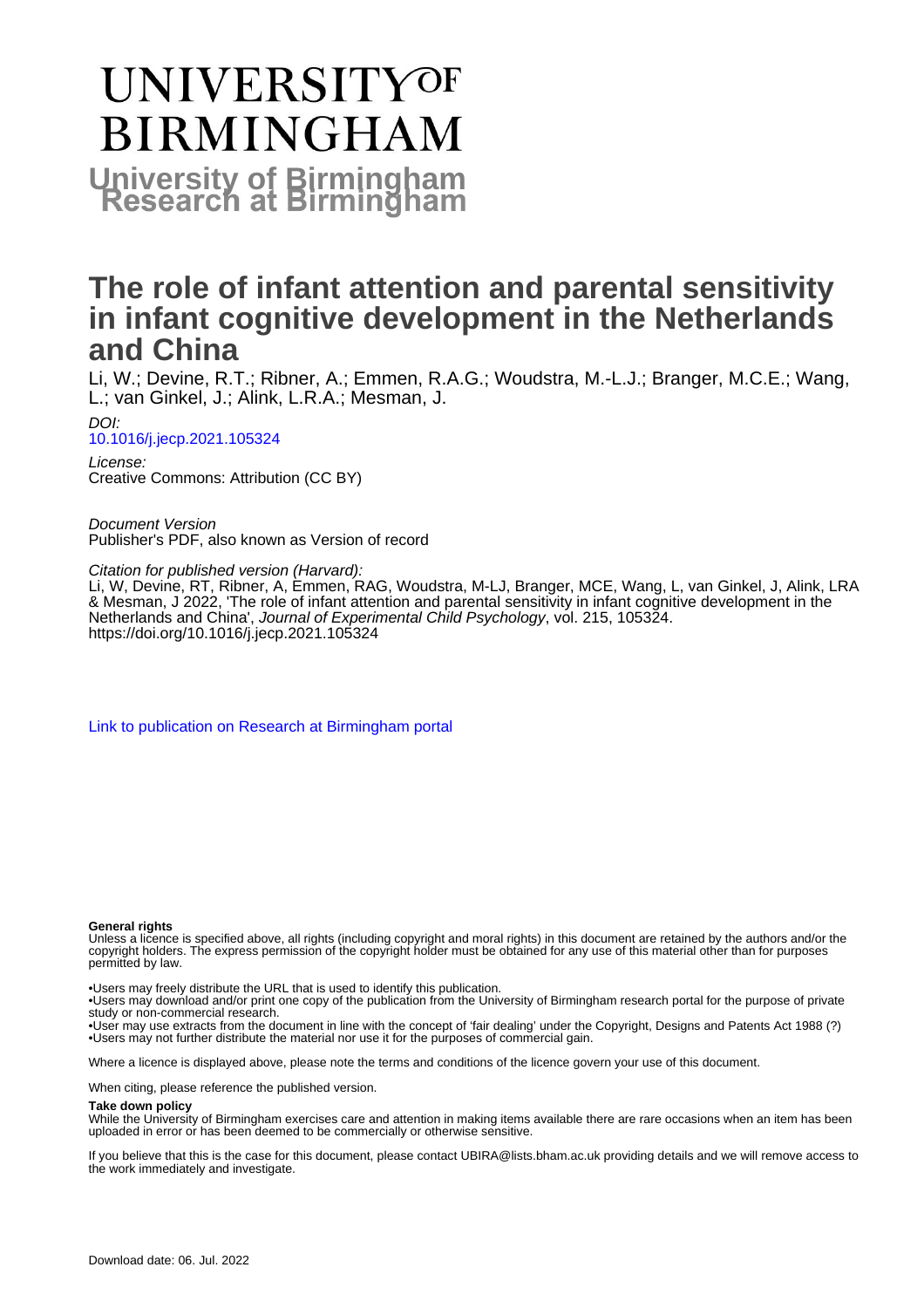# UNIVERSITY OF BIRMINGHAM

## University of Birmingham Research at Birmingham

# The role of infant attention and parental sensitivity in infant cognitive development in the Netherlands and China

Li, W.; Devine, R.T.; Ribner, A.; Emmen, R.A.G.; Woudstra, M.-L.J.; Branger, M.C.E.; Wang, L.; van Ginkel, J.; Alink, L.R.A.; Mesman, J.

*DOI:*
[10.1016/j.jecp.2021.105324](https://doi.org/10.1016/j.jecp.2021.105324)

*License:*
Creative Commons: Attribution (CC BY)

*Document Version*
Publisher's PDF, also known as Version of record

*Citation for published version (Harvard):*
Li, W, Devine, RT, Ribner, A, Emmen, RAG, Woudstra, M-LJ, Branger, MCE, Wang, L, van Ginkel, J, Alink, LRA & Mesman, J 2022, 'The role of infant attention and parental sensitivity in infant cognitive development in the Netherlands and China', *Journal of Experimental Child Psychology*, vol. 215, 105324. https://doi.org/10.1016/j.jecp.2021.105324

[Link to publication on Research at Birmingham portal]

**General rights**
Unless a licence is specified above, all rights (including copyright and moral rights) in this document are retained by the authors and/or the copyright holders. The express permission of the copyright holder must be obtained for any use of this material other than for purposes permitted by law.

•Users may freely distribute the URL that is used to identify this publication.
•Users may download and/or print one copy of the publication from the University of Birmingham research portal for the purpose of private study or non-commercial research.
•User may use extracts from the document in line with the concept of 'fair dealing' under the Copyright, Designs and Patents Act 1988 (?)
•Users may not further distribute the material nor use it for the purposes of commercial gain.

Where a licence is displayed above, please note the terms and conditions of the licence govern your use of this document.

When citing, please reference the published version.

**Take down policy**
While the University of Birmingham exercises care and attention in making items available there are rare occasions when an item has been uploaded in error or has been deemed to be commercially or otherwise sensitive.

If you believe that this is the case for this document, please contact UBIRA@lists.bham.ac.uk providing details and we will remove access to the work immediately and investigate.

Download date: 06. Jul. 2022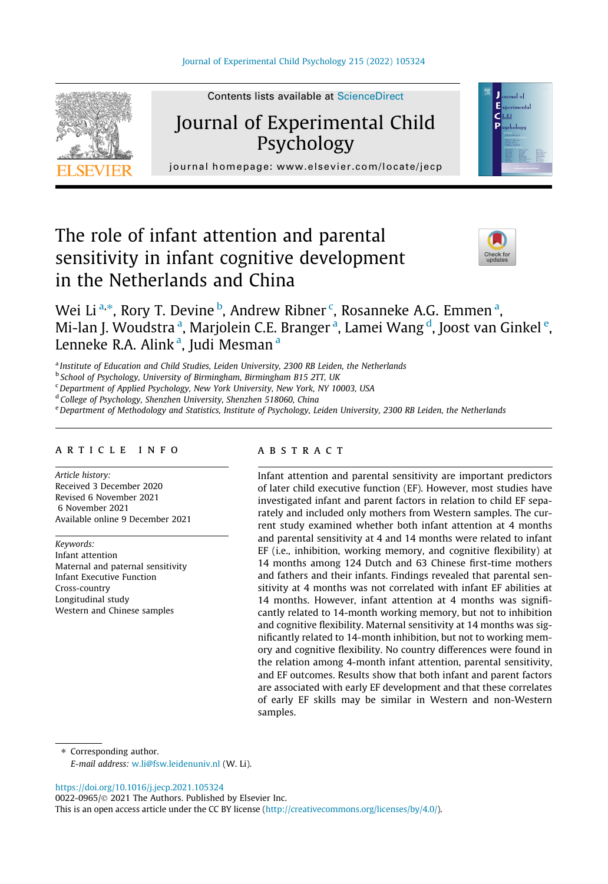# The role of infant attention and parental sensitivity in infant cognitive development in the Netherlands and China

Wei Li [a,*], Rory T. Devine [b], Andrew Ribner [c], Rosanneke A.G. Emmen [a], Mi-lan J. Woudstra [a], Marjolein C.E. Branger [a], Lamei Wang [d], Joost van Ginkel [e], Lenneke R.A. Alink [a], Judi Mesman [a]

[a] Institute of Education and Child Studies, Leiden University, 2300 RB Leiden, the Netherlands
[b] School of Psychology, University of Birmingham, Birmingham B15 2TT, UK
[c] Department of Applied Psychology, New York University, New York, NY 10003, USA
[d] College of Psychology, Shenzhen University, Shenzhen 518060, China
[e] Department of Methodology and Statistics, Institute of Psychology, Leiden University, 2300 RB Leiden, the Netherlands

## ARTICLE INFO

*Article history:*
Received 3 December 2020
Revised 6 November 2021
6 November 2021
Available online 9 December 2021

*Keywords:*
Infant attention
Maternal and paternal sensitivity
Infant Executive Function
Cross-country
Longitudinal study
Western and Chinese samples

## ABSTRACT

Infant attention and parental sensitivity are important predictors of later child executive function (EF). However, most studies have investigated infant and parent factors in relation to child EF separately and included only mothers from Western samples. The current study examined whether both infant attention at 4 months and parental sensitivity at 4 and 14 months were related to infant EF (i.e., inhibition, working memory, and cognitive flexibility) at 14 months among 124 Dutch and 63 Chinese first-time mothers and fathers and their infants. Findings revealed that parental sensitivity at 4 months was not correlated with infant EF abilities at 14 months. However, infant attention at 4 months was significantly related to 14-month working memory, but not to inhibition and cognitive flexibility. Maternal sensitivity at 14 months was significantly related to 14-month inhibition, but not to working memory and cognitive flexibility. No country differences were found in the relation among 4-month infant attention, parental sensitivity, and EF outcomes. Results show that both infant and parent factors are associated with early EF development and that these correlates of early EF skills may be similar in Western and non-Western samples.

---

\* Corresponding author.
*E-mail address:* w.li@fsw.leidenuniv.nl (W. Li).

https://doi.org/10.1016/j.jecp.2021.105324
0022-0965/© 2021 The Authors. Published by Elsevier Inc.
This is an open access article under the CC BY license (http://creativecommons.org/licenses/by/4.0/).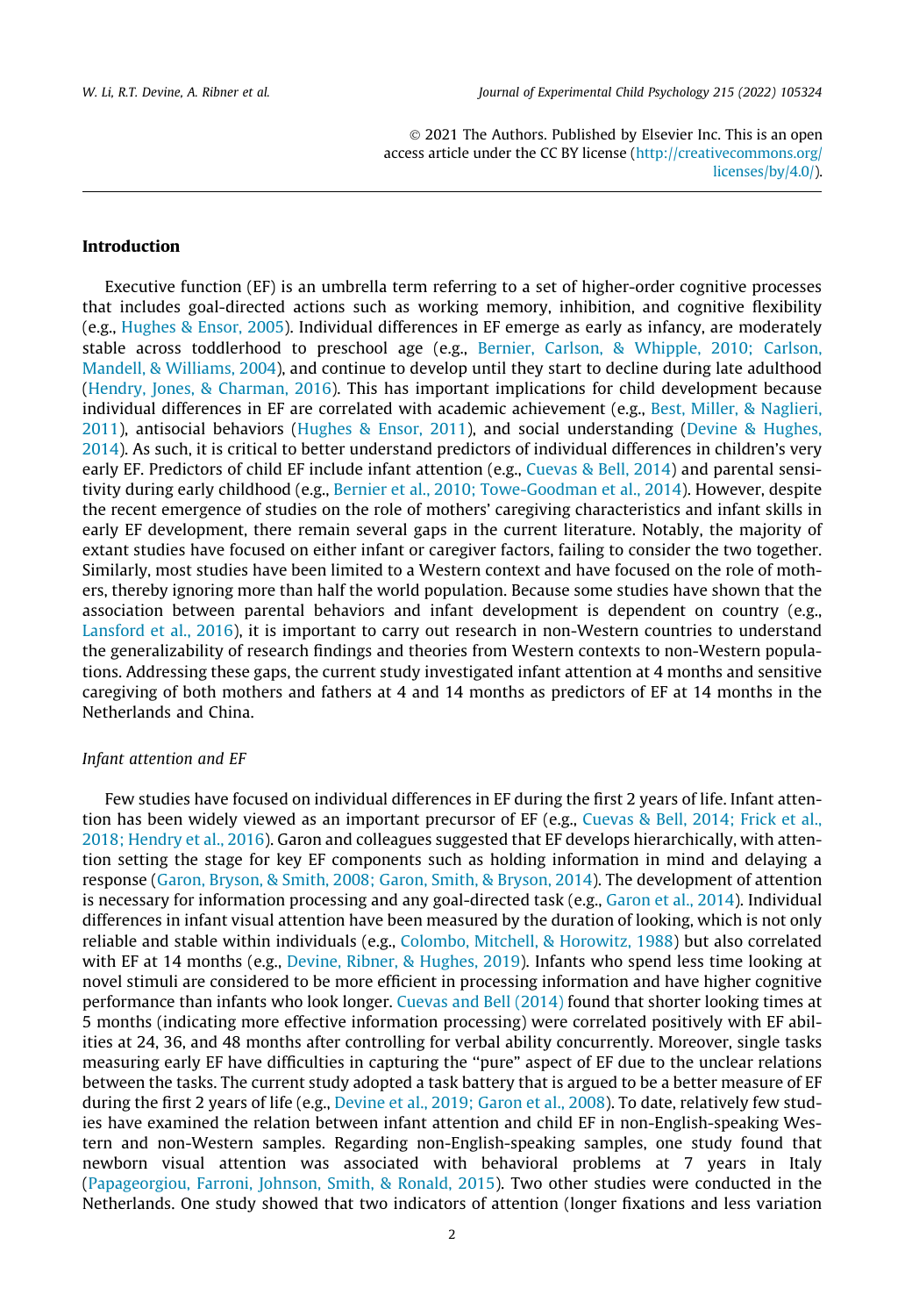© 2021 The Authors. Published by Elsevier Inc. This is an open access article under the CC BY license (http://creativecommons.org/licenses/by/4.0/).

## Introduction

Executive function (EF) is an umbrella term referring to a set of higher-order cognitive processes that includes goal-directed actions such as working memory, inhibition, and cognitive flexibility (e.g., Hughes & Ensor, 2005). Individual differences in EF emerge as early as infancy, are moderately stable across toddlerhood to preschool age (e.g., Bernier, Carlson, & Whipple, 2010; Carlson, Mandell, & Williams, 2004), and continue to develop until they start to decline during late adulthood (Hendry, Jones, & Charman, 2016). This has important implications for child development because individual differences in EF are correlated with academic achievement (e.g., Best, Miller, & Naglieri, 2011), antisocial behaviors (Hughes & Ensor, 2011), and social understanding (Devine & Hughes, 2014). As such, it is critical to better understand predictors of individual differences in children's very early EF. Predictors of child EF include infant attention (e.g., Cuevas & Bell, 2014) and parental sensitivity during early childhood (e.g., Bernier et al., 2010; Towe-Goodman et al., 2014). However, despite the recent emergence of studies on the role of mothers' caregiving characteristics and infant skills in early EF development, there remain several gaps in the current literature. Notably, the majority of extant studies have focused on either infant or caregiver factors, failing to consider the two together. Similarly, most studies have been limited to a Western context and have focused on the role of mothers, thereby ignoring more than half the world population. Because some studies have shown that the association between parental behaviors and infant development is dependent on country (e.g., Lansford et al., 2016), it is important to carry out research in non-Western countries to understand the generalizability of research findings and theories from Western contexts to non-Western populations. Addressing these gaps, the current study investigated infant attention at 4 months and sensitive caregiving of both mothers and fathers at 4 and 14 months as predictors of EF at 14 months in the Netherlands and China.

### *Infant attention and EF*

Few studies have focused on individual differences in EF during the first 2 years of life. Infant attention has been widely viewed as an important precursor of EF (e.g., Cuevas & Bell, 2014; Frick et al., 2018; Hendry et al., 2016). Garon and colleagues suggested that EF develops hierarchically, with attention setting the stage for key EF components such as holding information in mind and delaying a response (Garon, Bryson, & Smith, 2008; Garon, Smith, & Bryson, 2014). The development of attention is necessary for information processing and any goal-directed task (e.g., Garon et al., 2014). Individual differences in infant visual attention have been measured by the duration of looking, which is not only reliable and stable within individuals (e.g., Colombo, Mitchell, & Horowitz, 1988) but also correlated with EF at 14 months (e.g., Devine, Ribner, & Hughes, 2019). Infants who spend less time looking at novel stimuli are considered to be more efficient in processing information and have higher cognitive performance than infants who look longer. Cuevas and Bell (2014) found that shorter looking times at 5 months (indicating more effective information processing) were correlated positively with EF abilities at 24, 36, and 48 months after controlling for verbal ability concurrently. Moreover, single tasks measuring early EF have difficulties in capturing the "pure" aspect of EF due to the unclear relations between the tasks. The current study adopted a task battery that is argued to be a better measure of EF during the first 2 years of life (e.g., Devine et al., 2019; Garon et al., 2008). To date, relatively few studies have examined the relation between infant attention and child EF in non-English-speaking Western and non-Western samples. Regarding non-English-speaking samples, one study found that newborn visual attention was associated with behavioral problems at 7 years in Italy (Papageorgiou, Farroni, Johnson, Smith, & Ronald, 2015). Two other studies were conducted in the Netherlands. One study showed that two indicators of attention (longer fixations and less variation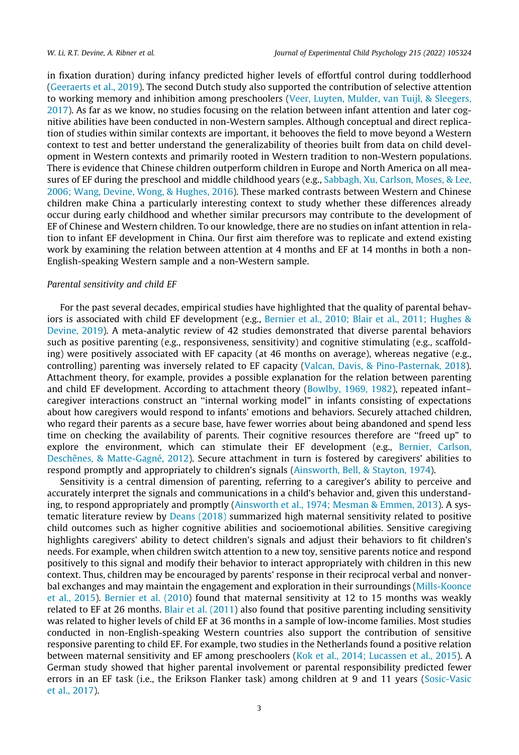in fixation duration) during infancy predicted higher levels of effortful control during toddlerhood (Geeraerts et al., 2019). The second Dutch study also supported the contribution of selective attention to working memory and inhibition among preschoolers (Veer, Luyten, Mulder, van Tuijl, & Sleegers, 2017). As far as we know, no studies focusing on the relation between infant attention and later cognitive abilities have been conducted in non-Western samples. Although conceptual and direct replication of studies within similar contexts are important, it behooves the field to move beyond a Western context to test and better understand the generalizability of theories built from data on child development in Western contexts and primarily rooted in Western tradition to non-Western populations. There is evidence that Chinese children outperform children in Europe and North America on all measures of EF during the preschool and middle childhood years (e.g., Sabbagh, Xu, Carlson, Moses, & Lee, 2006; Wang, Devine, Wong, & Hughes, 2016). These marked contrasts between Western and Chinese children make China a particularly interesting context to study whether these differences already occur during early childhood and whether similar precursors may contribute to the development of EF of Chinese and Western children. To our knowledge, there are no studies on infant attention in relation to infant EF development in China. Our first aim therefore was to replicate and extend existing work by examining the relation between attention at 4 months and EF at 14 months in both a non-English-speaking Western sample and a non-Western sample.

*Parental sensitivity and child EF*

For the past several decades, empirical studies have highlighted that the quality of parental behaviors is associated with child EF development (e.g., Bernier et al., 2010; Blair et al., 2011; Hughes & Devine, 2019). A meta-analytic review of 42 studies demonstrated that diverse parental behaviors such as positive parenting (e.g., responsiveness, sensitivity) and cognitive stimulating (e.g., scaffolding) were positively associated with EF capacity (at 46 months on average), whereas negative (e.g., controlling) parenting was inversely related to EF capacity (Valcan, Davis, & Pino-Pasternak, 2018). Attachment theory, for example, provides a possible explanation for the relation between parenting and child EF development. According to attachment theory (Bowlby, 1969, 1982), repeated infant–caregiver interactions construct an "internal working model" in infants consisting of expectations about how caregivers would respond to infants' emotions and behaviors. Securely attached children, who regard their parents as a secure base, have fewer worries about being abandoned and spend less time on checking the availability of parents. Their cognitive resources therefore are "freed up" to explore the environment, which can stimulate their EF development (e.g., Bernier, Carlson, Deschênes, & Matte-Gagné, 2012). Secure attachment in turn is fostered by caregivers' abilities to respond promptly and appropriately to children's signals (Ainsworth, Bell, & Stayton, 1974).

Sensitivity is a central dimension of parenting, referring to a caregiver's ability to perceive and accurately interpret the signals and communications in a child's behavior and, given this understanding, to respond appropriately and promptly (Ainsworth et al., 1974; Mesman & Emmen, 2013). A systematic literature review by Deans (2018) summarized high maternal sensitivity related to positive child outcomes such as higher cognitive abilities and socioemotional abilities. Sensitive caregiving highlights caregivers' ability to detect children's signals and adjust their behaviors to fit children's needs. For example, when children switch attention to a new toy, sensitive parents notice and respond positively to this signal and modify their behavior to interact appropriately with children in this new context. Thus, children may be encouraged by parents' response in their reciprocal verbal and nonverbal exchanges and may maintain the engagement and exploration in their surroundings (Mills-Koonce et al., 2015). Bernier et al. (2010) found that maternal sensitivity at 12 to 15 months was weakly related to EF at 26 months. Blair et al. (2011) also found that positive parenting including sensitivity was related to higher levels of child EF at 36 months in a sample of low-income families. Most studies conducted in non-English-speaking Western countries also support the contribution of sensitive responsive parenting to child EF. For example, two studies in the Netherlands found a positive relation between maternal sensitivity and EF among preschoolers (Kok et al., 2014; Lucassen et al., 2015). A German study showed that higher parental involvement or parental responsibility predicted fewer errors in an EF task (i.e., the Erikson Flanker task) among children at 9 and 11 years (Sosic-Vasic et al., 2017).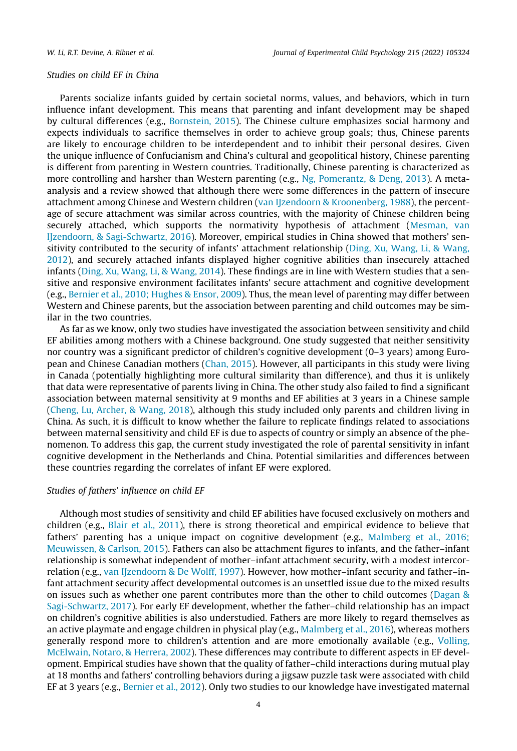*Studies on child EF in China*

Parents socialize infants guided by certain societal norms, values, and behaviors, which in turn influence infant development. This means that parenting and infant development may be shaped by cultural differences (e.g., Bornstein, 2015). The Chinese culture emphasizes social harmony and expects individuals to sacrifice themselves in order to achieve group goals; thus, Chinese parents are likely to encourage children to be interdependent and to inhibit their personal desires. Given the unique influence of Confucianism and China's cultural and geopolitical history, Chinese parenting is different from parenting in Western countries. Traditionally, Chinese parenting is characterized as more controlling and harsher than Western parenting (e.g., Ng, Pomerantz, & Deng, 2013). A meta-analysis and a review showed that although there were some differences in the pattern of insecure attachment among Chinese and Western children (van IJzendoorn & Kroonenberg, 1988), the percentage of secure attachment was similar across countries, with the majority of Chinese children being securely attached, which supports the normativity hypothesis of attachment (Mesman, van IJzendoorn, & Sagi-Schwartz, 2016). Moreover, empirical studies in China showed that mothers' sensitivity contributed to the security of infants' attachment relationship (Ding, Xu, Wang, Li, & Wang, 2012), and securely attached infants displayed higher cognitive abilities than insecurely attached infants (Ding, Xu, Wang, Li, & Wang, 2014). These findings are in line with Western studies that a sensitive and responsive environment facilitates infants' secure attachment and cognitive development (e.g., Bernier et al., 2010; Hughes & Ensor, 2009). Thus, the mean level of parenting may differ between Western and Chinese parents, but the association between parenting and child outcomes may be similar in the two countries.

As far as we know, only two studies have investigated the association between sensitivity and child EF abilities among mothers with a Chinese background. One study suggested that neither sensitivity nor country was a significant predictor of children's cognitive development (0–3 years) among European and Chinese Canadian mothers (Chan, 2015). However, all participants in this study were living in Canada (potentially highlighting more cultural similarity than difference), and thus it is unlikely that data were representative of parents living in China. The other study also failed to find a significant association between maternal sensitivity at 9 months and EF abilities at 3 years in a Chinese sample (Cheng, Lu, Archer, & Wang, 2018), although this study included only parents and children living in China. As such, it is difficult to know whether the failure to replicate findings related to associations between maternal sensitivity and child EF is due to aspects of country or simply an absence of the phenomenon. To address this gap, the current study investigated the role of parental sensitivity in infant cognitive development in the Netherlands and China. Potential similarities and differences between these countries regarding the correlates of infant EF were explored.

*Studies of fathers' influence on child EF*

Although most studies of sensitivity and child EF abilities have focused exclusively on mothers and children (e.g., Blair et al., 2011), there is strong theoretical and empirical evidence to believe that fathers' parenting has a unique impact on cognitive development (e.g., Malmberg et al., 2016; Meuwissen, & Carlson, 2015). Fathers can also be attachment figures to infants, and the father–infant relationship is somewhat independent of mother–infant attachment security, with a modest intercorrelation (e.g., van IJzendoorn & De Wolff, 1997). However, how mother–infant security and father–infant attachment security affect developmental outcomes is an unsettled issue due to the mixed results on issues such as whether one parent contributes more than the other to child outcomes (Dagan & Sagi-Schwartz, 2017). For early EF development, whether the father–child relationship has an impact on children's cognitive abilities is also understudied. Fathers are more likely to regard themselves as an active playmate and engage children in physical play (e.g., Malmberg et al., 2016), whereas mothers generally respond more to children's attention and are more emotionally available (e.g., Volling, McElwain, Notaro, & Herrera, 2002). These differences may contribute to different aspects in EF development. Empirical studies have shown that the quality of father–child interactions during mutual play at 18 months and fathers' controlling behaviors during a jigsaw puzzle task were associated with child EF at 3 years (e.g., Bernier et al., 2012). Only two studies to our knowledge have investigated maternal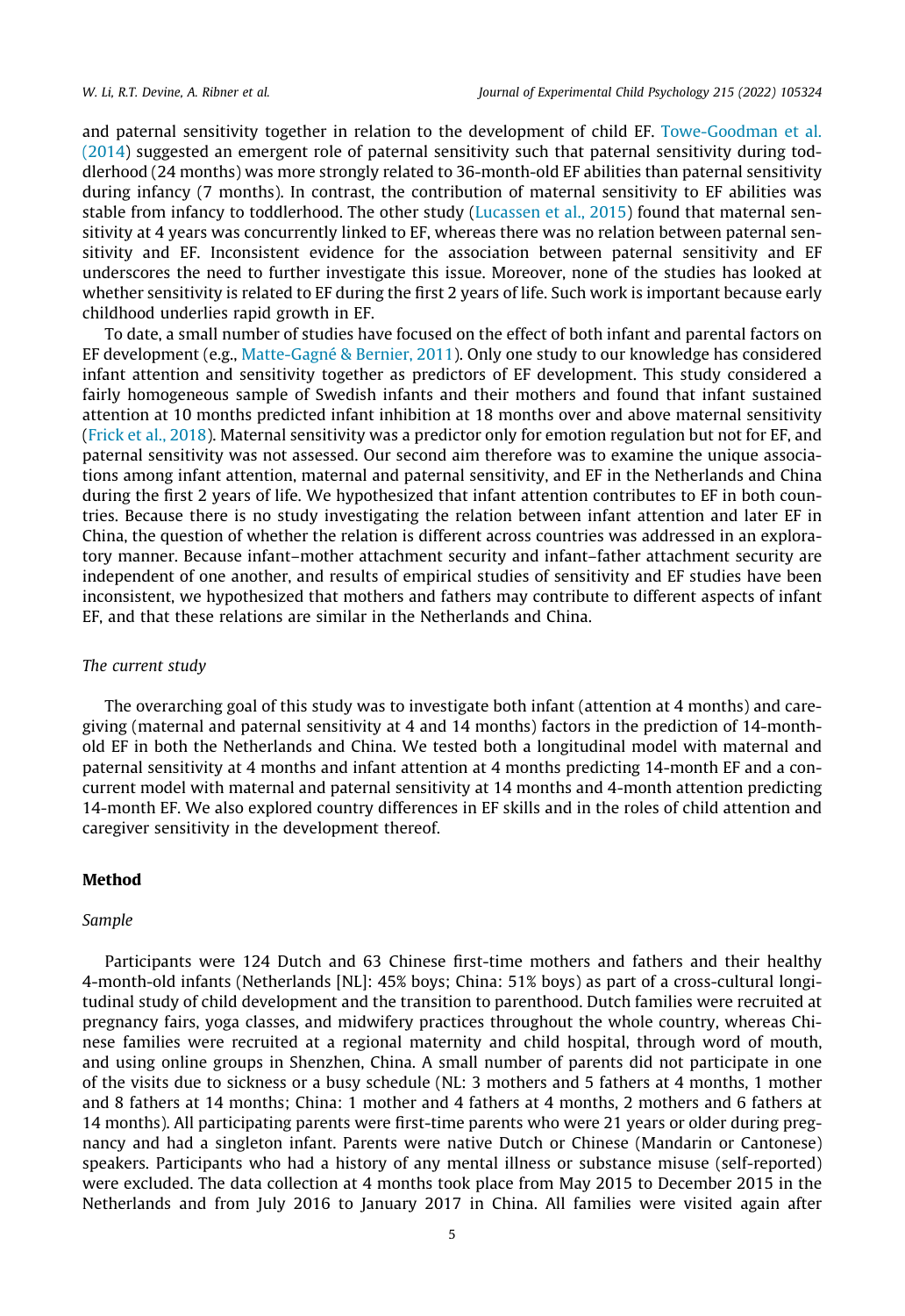and paternal sensitivity together in relation to the development of child EF. Towe-Goodman et al. (2014) suggested an emergent role of paternal sensitivity such that paternal sensitivity during toddlerhood (24 months) was more strongly related to 36-month-old EF abilities than paternal sensitivity during infancy (7 months). In contrast, the contribution of maternal sensitivity to EF abilities was stable from infancy to toddlerhood. The other study (Lucassen et al., 2015) found that maternal sensitivity at 4 years was concurrently linked to EF, whereas there was no relation between paternal sensitivity and EF. Inconsistent evidence for the association between paternal sensitivity and EF underscores the need to further investigate this issue. Moreover, none of the studies has looked at whether sensitivity is related to EF during the first 2 years of life. Such work is important because early childhood underlies rapid growth in EF.

To date, a small number of studies have focused on the effect of both infant and parental factors on EF development (e.g., Matte-Gagné & Bernier, 2011). Only one study to our knowledge has considered infant attention and sensitivity together as predictors of EF development. This study considered a fairly homogeneous sample of Swedish infants and their mothers and found that infant sustained attention at 10 months predicted infant inhibition at 18 months over and above maternal sensitivity (Frick et al., 2018). Maternal sensitivity was a predictor only for emotion regulation but not for EF, and paternal sensitivity was not assessed. Our second aim therefore was to examine the unique associations among infant attention, maternal and paternal sensitivity, and EF in the Netherlands and China during the first 2 years of life. We hypothesized that infant attention contributes to EF in both countries. Because there is no study investigating the relation between infant attention and later EF in China, the question of whether the relation is different across countries was addressed in an exploratory manner. Because infant–mother attachment security and infant–father attachment security are independent of one another, and results of empirical studies of sensitivity and EF studies have been inconsistent, we hypothesized that mothers and fathers may contribute to different aspects of infant EF, and that these relations are similar in the Netherlands and China.

### *The current study*

The overarching goal of this study was to investigate both infant (attention at 4 months) and caregiving (maternal and paternal sensitivity at 4 and 14 months) factors in the prediction of 14-month-old EF in both the Netherlands and China. We tested both a longitudinal model with maternal and paternal sensitivity at 4 months and infant attention at 4 months predicting 14-month EF and a concurrent model with maternal and paternal sensitivity at 14 months and 4-month attention predicting 14-month EF. We also explored country differences in EF skills and in the roles of child attention and caregiver sensitivity in the development thereof.

## Method

### *Sample*

Participants were 124 Dutch and 63 Chinese first-time mothers and fathers and their healthy 4-month-old infants (Netherlands [NL]: 45% boys; China: 51% boys) as part of a cross-cultural longitudinal study of child development and the transition to parenthood. Dutch families were recruited at pregnancy fairs, yoga classes, and midwifery practices throughout the whole country, whereas Chinese families were recruited at a regional maternity and child hospital, through word of mouth, and using online groups in Shenzhen, China. A small number of parents did not participate in one of the visits due to sickness or a busy schedule (NL: 3 mothers and 5 fathers at 4 months, 1 mother and 8 fathers at 14 months; China: 1 mother and 4 fathers at 4 months, 2 mothers and 6 fathers at 14 months). All participating parents were first-time parents who were 21 years or older during pregnancy and had a singleton infant. Parents were native Dutch or Chinese (Mandarin or Cantonese) speakers. Participants who had a history of any mental illness or substance misuse (self-reported) were excluded. The data collection at 4 months took place from May 2015 to December 2015 in the Netherlands and from July 2016 to January 2017 in China. All families were visited again after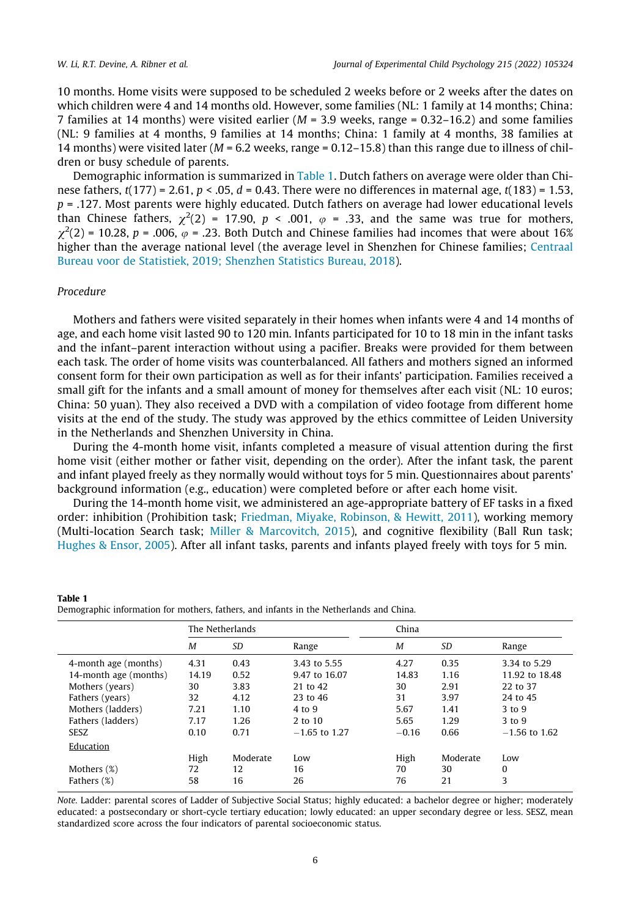10 months. Home visits were supposed to be scheduled 2 weeks before or 2 weeks after the dates on which children were 4 and 14 months old. However, some families (NL: 1 family at 14 months; China: 7 families at 14 months) were visited earlier ($M$ = 3.9 weeks, range = 0.32–16.2) and some families (NL: 9 families at 4 months, 9 families at 14 months; China: 1 family at 4 months, 38 families at 14 months) were visited later ($M$ = 6.2 weeks, range = 0.12–15.8) than this range due to illness of children or busy schedule of parents.

Demographic information is summarized in Table 1. Dutch fathers on average were older than Chinese fathers, $t(177) = 2.61$, $p < .05$, $d = 0.43$. There were no differences in maternal age, $t(183) = 1.53$, $p = .127$. Most parents were highly educated. Dutch fathers on average had lower educational levels than Chinese fathers, $\chi^2(2) = 17.90$, $p < .001$, $\varphi = .33$, and the same was true for mothers, $\chi^2(2) = 10.28$, $p = .006$, $\varphi = .23$. Both Dutch and Chinese families had incomes that were about 16% higher than the average national level (the average level in Shenzhen for Chinese families; Centraal Bureau voor de Statistiek, 2019; Shenzhen Statistics Bureau, 2018).

### *Procedure*

Mothers and fathers were visited separately in their homes when infants were 4 and 14 months of age, and each home visit lasted 90 to 120 min. Infants participated for 10 to 18 min in the infant tasks and the infant–parent interaction without using a pacifier. Breaks were provided for them between each task. The order of home visits was counterbalanced. All fathers and mothers signed an informed consent form for their own participation as well as for their infants' participation. Families received a small gift for the infants and a small amount of money for themselves after each visit (NL: 10 euros; China: 50 yuan). They also received a DVD with a compilation of video footage from different home visits at the end of the study. The study was approved by the ethics committee of Leiden University in the Netherlands and Shenzhen University in China.

During the 4-month home visit, infants completed a measure of visual attention during the first home visit (either mother or father visit, depending on the order). After the infant task, the parent and infant played freely as they normally would without toys for 5 min. Questionnaires about parents' background information (e.g., education) were completed before or after each home visit.

During the 14-month home visit, we administered an age-appropriate battery of EF tasks in a fixed order: inhibition (Prohibition task; Friedman, Miyake, Robinson, & Hewitt, 2011), working memory (Multi-location Search task; Miller & Marcovitch, 2015), and cognitive flexibility (Ball Run task; Hughes & Ensor, 2005). After all infant tasks, parents and infants played freely with toys for 5 min.

**Table 1**
Demographic information for mothers, fathers, and infants in the Netherlands and China.

| | The Netherlands | | | China | | |
|---|---|---|---|---|---|---|
| | *M* | *SD* | Range | *M* | *SD* | Range |
| 4-month age (months) | 4.31 | 0.43 | 3.43 to 5.55 | 4.27 | 0.35 | 3.34 to 5.29 |
| 14-month age (months) | 14.19 | 0.52 | 9.47 to 16.07 | 14.83 | 1.16 | 11.92 to 18.48 |
| Mothers (years) | 30 | 3.83 | 21 to 42 | 30 | 2.91 | 22 to 37 |
| Fathers (years) | 32 | 4.12 | 23 to 46 | 31 | 3.97 | 24 to 45 |
| Mothers (ladders) | 7.21 | 1.10 | 4 to 9 | 5.67 | 1.41 | 3 to 9 |
| Fathers (ladders) | 7.17 | 1.26 | 2 to 10 | 5.65 | 1.29 | 3 to 9 |
| SESZ | 0.10 | 0.71 | −1.65 to 1.27 | −0.16 | 0.66 | −1.56 to 1.62 |
| <u>Education</u> | | | | | | |
| | High | Moderate | Low | High | Moderate | Low |
| Mothers (%) | 72 | 12 | 16 | 70 | 30 | 0 |
| Fathers (%) | 58 | 16 | 26 | 76 | 21 | 3 |

*Note.* Ladder: parental scores of Ladder of Subjective Social Status; highly educated: a bachelor degree or higher; moderately educated: a postsecondary or short-cycle tertiary education; lowly educated: an upper secondary degree or less. SESZ, mean standardized score across the four indicators of parental socioeconomic status.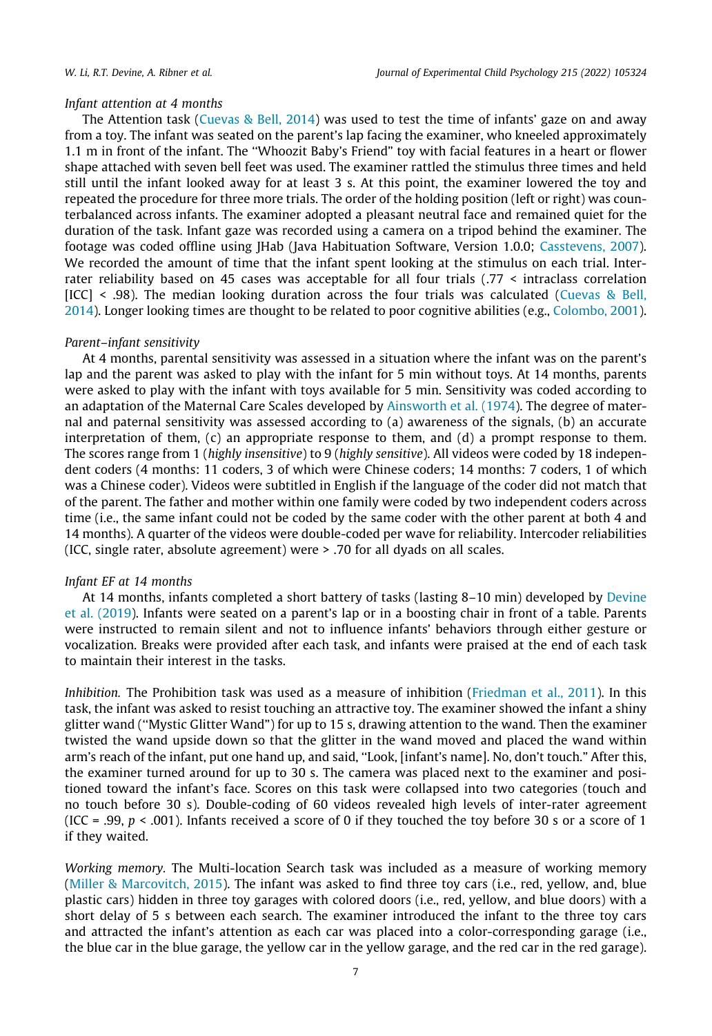*Infant attention at 4 months*

The Attention task (Cuevas & Bell, 2014) was used to test the time of infants' gaze on and away from a toy. The infant was seated on the parent's lap facing the examiner, who kneeled approximately 1.1 m in front of the infant. The "Whoozit Baby's Friend" toy with facial features in a heart or flower shape attached with seven bell feet was used. The examiner rattled the stimulus three times and held still until the infant looked away for at least 3 s. At this point, the examiner lowered the toy and repeated the procedure for three more trials. The order of the holding position (left or right) was counterbalanced across infants. The examiner adopted a pleasant neutral face and remained quiet for the duration of the task. Infant gaze was recorded using a camera on a tripod behind the examiner. The footage was coded offline using JHab (Java Habituation Software, Version 1.0.0; Casstevens, 2007). We recorded the amount of time that the infant spent looking at the stimulus on each trial. Inter-rater reliability based on 45 cases was acceptable for all four trials (.77 < intraclass correlation [ICC] < .98). The median looking duration across the four trials was calculated (Cuevas & Bell, 2014). Longer looking times are thought to be related to poor cognitive abilities (e.g., Colombo, 2001).

*Parent–infant sensitivity*

At 4 months, parental sensitivity was assessed in a situation where the infant was on the parent's lap and the parent was asked to play with the infant for 5 min without toys. At 14 months, parents were asked to play with the infant with toys available for 5 min. Sensitivity was coded according to an adaptation of the Maternal Care Scales developed by Ainsworth et al. (1974). The degree of maternal and paternal sensitivity was assessed according to (a) awareness of the signals, (b) an accurate interpretation of them, (c) an appropriate response to them, and (d) a prompt response to them. The scores range from 1 (*highly insensitive*) to 9 (*highly sensitive*). All videos were coded by 18 independent coders (4 months: 11 coders, 3 of which were Chinese coders; 14 months: 7 coders, 1 of which was a Chinese coder). Videos were subtitled in English if the language of the coder did not match that of the parent. The father and mother within one family were coded by two independent coders across time (i.e., the same infant could not be coded by the same coder with the other parent at both 4 and 14 months). A quarter of the videos were double-coded per wave for reliability. Intercoder reliabilities (ICC, single rater, absolute agreement) were > .70 for all dyads on all scales.

*Infant EF at 14 months*

At 14 months, infants completed a short battery of tasks (lasting 8–10 min) developed by Devine et al. (2019). Infants were seated on a parent's lap or in a boosting chair in front of a table. Parents were instructed to remain silent and not to influence infants' behaviors through either gesture or vocalization. Breaks were provided after each task, and infants were praised at the end of each task to maintain their interest in the tasks.

*Inhibition.* The Prohibition task was used as a measure of inhibition (Friedman et al., 2011). In this task, the infant was asked to resist touching an attractive toy. The examiner showed the infant a shiny glitter wand ("Mystic Glitter Wand") for up to 15 s, drawing attention to the wand. Then the examiner twisted the wand upside down so that the glitter in the wand moved and placed the wand within arm's reach of the infant, put one hand up, and said, "Look, [infant's name]. No, don't touch." After this, the examiner turned around for up to 30 s. The camera was placed next to the examiner and positioned toward the infant's face. Scores on this task were collapsed into two categories (touch and no touch before 30 s). Double-coding of 60 videos revealed high levels of inter-rater agreement (ICC = .99, $p < .001$). Infants received a score of 0 if they touched the toy before 30 s or a score of 1 if they waited.

*Working memory.* The Multi-location Search task was included as a measure of working memory (Miller & Marcovitch, 2015). The infant was asked to find three toy cars (i.e., red, yellow, and, blue plastic cars) hidden in three toy garages with colored doors (i.e., red, yellow, and blue doors) with a short delay of 5 s between each search. The examiner introduced the infant to the three toy cars and attracted the infant's attention as each car was placed into a color-corresponding garage (i.e., the blue car in the blue garage, the yellow car in the yellow garage, and the red car in the red garage).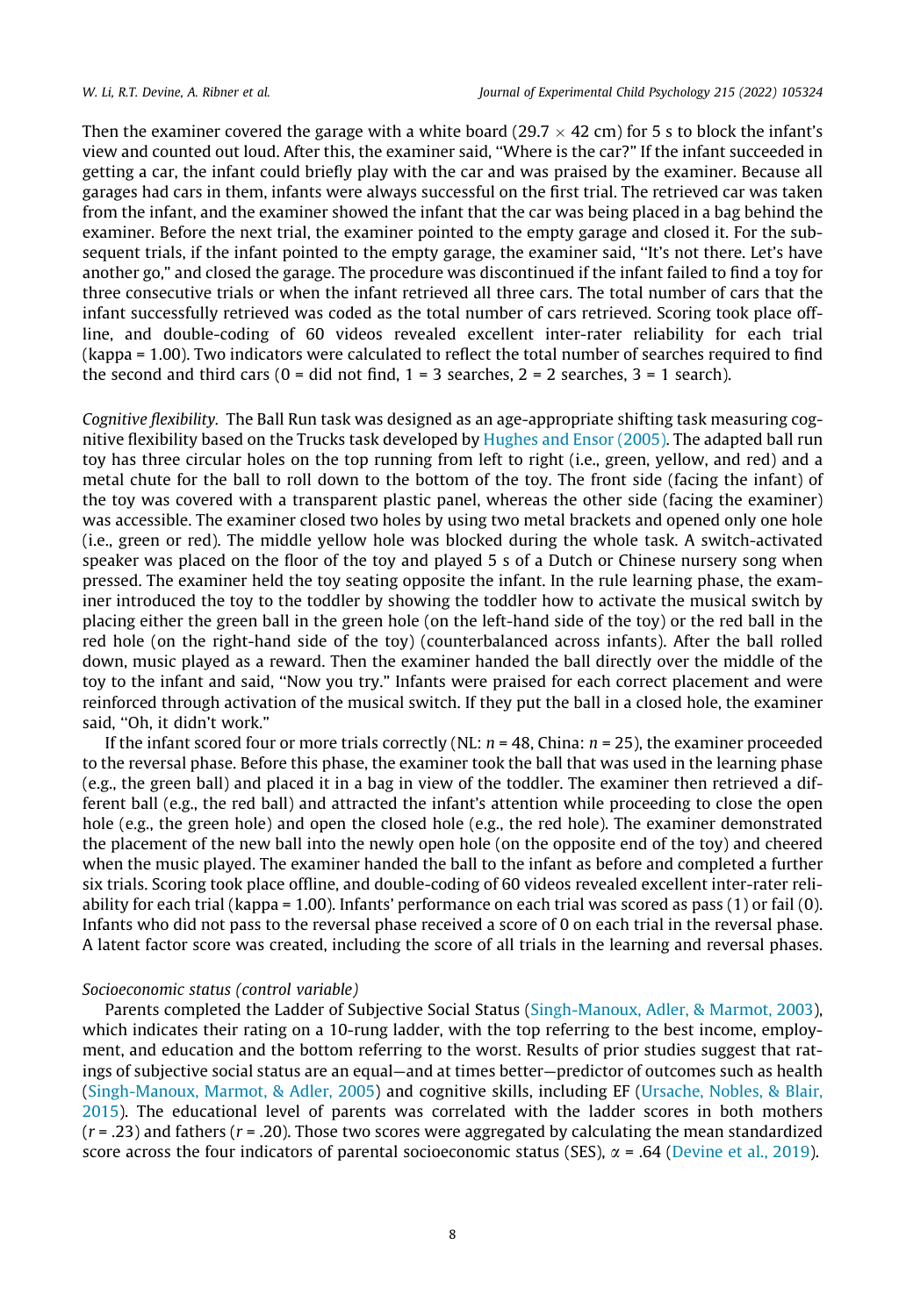Then the examiner covered the garage with a white board (29.7 $\times$ 42 cm) for 5 s to block the infant's view and counted out loud. After this, the examiner said, "Where is the car?" If the infant succeeded in getting a car, the infant could briefly play with the car and was praised by the examiner. Because all garages had cars in them, infants were always successful on the first trial. The retrieved car was taken from the infant, and the examiner showed the infant that the car was being placed in a bag behind the examiner. Before the next trial, the examiner pointed to the empty garage and closed it. For the subsequent trials, if the infant pointed to the empty garage, the examiner said, "It's not there. Let's have another go," and closed the garage. The procedure was discontinued if the infant failed to find a toy for three consecutive trials or when the infant retrieved all three cars. The total number of cars that the infant successfully retrieved was coded as the total number of cars retrieved. Scoring took place offline, and double-coding of 60 videos revealed excellent inter-rater reliability for each trial (kappa = 1.00). Two indicators were calculated to reflect the total number of searches required to find the second and third cars (0 = did not find, 1 = 3 searches, 2 = 2 searches, 3 = 1 search).

*Cognitive flexibility.* The Ball Run task was designed as an age-appropriate shifting task measuring cognitive flexibility based on the Trucks task developed by Hughes and Ensor (2005). The adapted ball run toy has three circular holes on the top running from left to right (i.e., green, yellow, and red) and a metal chute for the ball to roll down to the bottom of the toy. The front side (facing the infant) of the toy was covered with a transparent plastic panel, whereas the other side (facing the examiner) was accessible. The examiner closed two holes by using two metal brackets and opened only one hole (i.e., green or red). The middle yellow hole was blocked during the whole task. A switch-activated speaker was placed on the floor of the toy and played 5 s of a Dutch or Chinese nursery song when pressed. The examiner held the toy seating opposite the infant. In the rule learning phase, the examiner introduced the toy to the toddler by showing the toddler how to activate the musical switch by placing either the green ball in the green hole (on the left-hand side of the toy) or the red ball in the red hole (on the right-hand side of the toy) (counterbalanced across infants). After the ball rolled down, music played as a reward. Then the examiner handed the ball directly over the middle of the toy to the infant and said, "Now you try." Infants were praised for each correct placement and were reinforced through activation of the musical switch. If they put the ball in a closed hole, the examiner said, "Oh, it didn't work."

If the infant scored four or more trials correctly (NL: $n = 48$, China: $n = 25$), the examiner proceeded to the reversal phase. Before this phase, the examiner took the ball that was used in the learning phase (e.g., the green ball) and placed it in a bag in view of the toddler. The examiner then retrieved a different ball (e.g., the red ball) and attracted the infant's attention while proceeding to close the open hole (e.g., the green hole) and open the closed hole (e.g., the red hole). The examiner demonstrated the placement of the new ball into the newly open hole (on the opposite end of the toy) and cheered when the music played. The examiner handed the ball to the infant as before and completed a further six trials. Scoring took place offline, and double-coding of 60 videos revealed excellent inter-rater reliability for each trial (kappa = 1.00). Infants' performance on each trial was scored as pass (1) or fail (0). Infants who did not pass to the reversal phase received a score of 0 on each trial in the reversal phase. A latent factor score was created, including the score of all trials in the learning and reversal phases.

*Socioeconomic status (control variable)*

Parents completed the Ladder of Subjective Social Status (Singh-Manoux, Adler, & Marmot, 2003), which indicates their rating on a 10-rung ladder, with the top referring to the best income, employment, and education and the bottom referring to the worst. Results of prior studies suggest that ratings of subjective social status are an equal—and at times better—predictor of outcomes such as health (Singh-Manoux, Marmot, & Adler, 2005) and cognitive skills, including EF (Ursache, Nobles, & Blair, 2015). The educational level of parents was correlated with the ladder scores in both mothers ($r = .23$) and fathers ($r = .20$). Those two scores were aggregated by calculating the mean standardized score across the four indicators of parental socioeconomic status (SES), $\alpha = .64$ (Devine et al., 2019).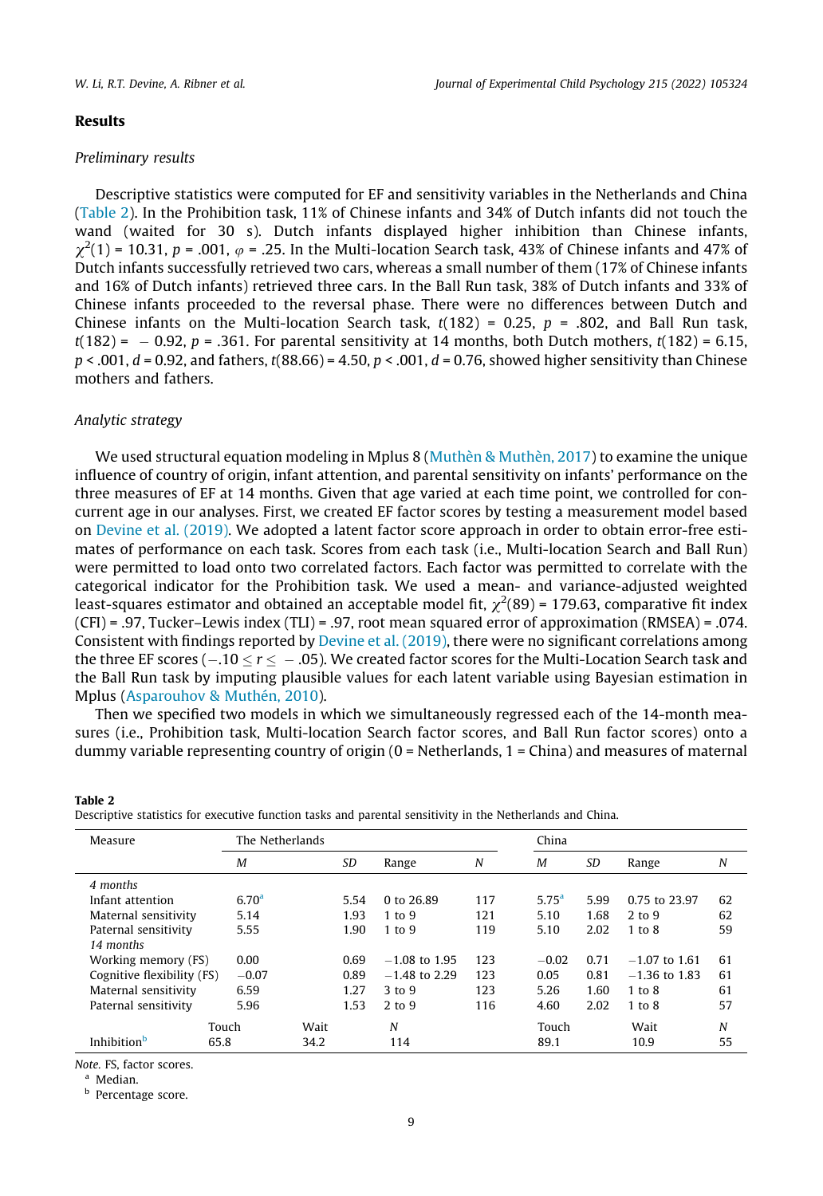## Results

### *Preliminary results*

Descriptive statistics were computed for EF and sensitivity variables in the Netherlands and China (Table 2). In the Prohibition task, 11% of Chinese infants and 34% of Dutch infants did not touch the wand (waited for 30 s). Dutch infants displayed higher inhibition than Chinese infants, $\chi^2(1) = 10.31$, $p = .001$, $\varphi = .25$. In the Multi-location Search task, 43% of Chinese infants and 47% of Dutch infants successfully retrieved two cars, whereas a small number of them (17% of Chinese infants and 16% of Dutch infants) retrieved three cars. In the Ball Run task, 38% of Dutch infants and 33% of Chinese infants proceeded to the reversal phase. There were no differences between Dutch and Chinese infants on the Multi-location Search task, $t(182) = 0.25$, $p = .802$, and Ball Run task, $t(182) = -0.92$, $p = .361$. For parental sensitivity at 14 months, both Dutch mothers, $t(182) = 6.15$, $p < .001$, $d = 0.92$, and fathers, $t(88.66) = 4.50$, $p < .001$, $d = 0.76$, showed higher sensitivity than Chinese mothers and fathers.

### *Analytic strategy*

We used structural equation modeling in Mplus 8 (Muthèn & Muthèn, 2017) to examine the unique influence of country of origin, infant attention, and parental sensitivity on infants' performance on the three measures of EF at 14 months. Given that age varied at each time point, we controlled for concurrent age in our analyses. First, we created EF factor scores by testing a measurement model based on Devine et al. (2019). We adopted a latent factor score approach in order to obtain error-free estimates of performance on each task. Scores from each task (i.e., Multi-location Search and Ball Run) were permitted to load onto two correlated factors. Each factor was permitted to correlate with the categorical indicator for the Prohibition task. We used a mean- and variance-adjusted weighted least-squares estimator and obtained an acceptable model fit, $\chi^2(89) = 179.63$, comparative fit index (CFI) = .97, Tucker–Lewis index (TLI) = .97, root mean squared error of approximation (RMSEA) = .074. Consistent with findings reported by Devine et al. (2019), there were no significant correlations among the three EF scores ($-.10 \leq r \leq -.05$). We created factor scores for the Multi-Location Search task and the Ball Run task by imputing plausible values for each latent variable using Bayesian estimation in Mplus (Asparouhov & Muthén, 2010).

Then we specified two models in which we simultaneously regressed each of the 14-month measures (i.e., Prohibition task, Multi-location Search factor scores, and Ball Run factor scores) onto a dummy variable representing country of origin (0 = Netherlands, 1 = China) and measures of maternal

**Table 2**
Descriptive statistics for executive function tasks and parental sensitivity in the Netherlands and China.

| Measure | The Netherlands | | | | China | | | |
|---|---|---|---|---|---|---|---|---|
| | *M* | *SD* | Range | *N* | *M* | *SD* | Range | *N* |
| *4 months* | | | | | | | | |
| Infant attention | 6.70[a] | 5.54 | 0 to 26.89 | 117 | 5.75[a] | 5.99 | 0.75 to 23.97 | 62 |
| Maternal sensitivity | 5.14 | 1.93 | 1 to 9 | 121 | 5.10 | 1.68 | 2 to 9 | 62 |
| Paternal sensitivity | 5.55 | 1.90 | 1 to 9 | 119 | 5.10 | 2.02 | 1 to 8 | 59 |
| *14 months* | | | | | | | | |
| Working memory (FS) | 0.00 | 0.69 | −1.08 to 1.95 | 123 | −0.02 | 0.71 | −1.07 to 1.61 | 61 |
| Cognitive flexibility (FS) | −0.07 | 0.89 | −1.48 to 2.29 | 123 | 0.05 | 0.81 | −1.36 to 1.83 | 61 |
| Maternal sensitivity | 6.59 | 1.27 | 3 to 9 | 123 | 5.26 | 1.60 | 1 to 8 | 61 |
| Paternal sensitivity | 5.96 | 1.53 | 2 to 9 | 116 | 4.60 | 2.02 | 1 to 8 | 57 |
| | Touch | Wait | | *N* | Touch | Wait | | *N* |
| Inhibition[b] | 65.8 | 34.2 | | 114 | 89.1 | 10.9 | | 55 |

*Note.* FS, factor scores.
[a] Median.
[b] Percentage score.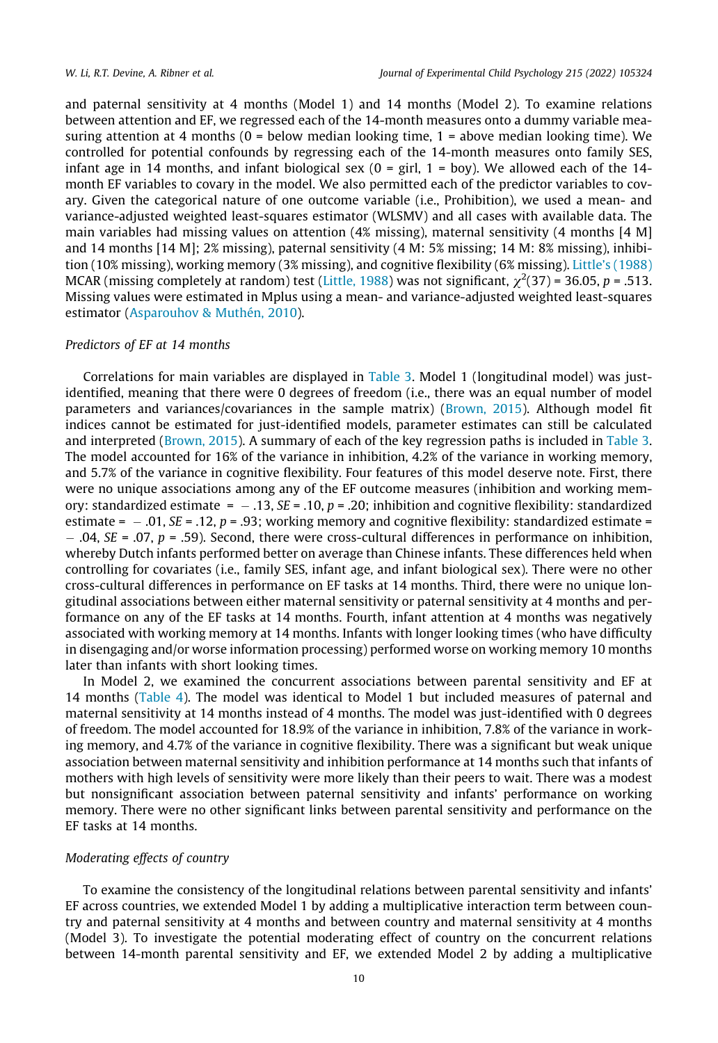and paternal sensitivity at 4 months (Model 1) and 14 months (Model 2). To examine relations between attention and EF, we regressed each of the 14-month measures onto a dummy variable measuring attention at 4 months (0 = below median looking time, 1 = above median looking time). We controlled for potential confounds by regressing each of the 14-month measures onto family SES, infant age in 14 months, and infant biological sex (0 = girl, 1 = boy). We allowed each of the 14-month EF variables to covary in the model. We also permitted each of the predictor variables to covary. Given the categorical nature of one outcome variable (i.e., Prohibition), we used a mean- and variance-adjusted weighted least-squares estimator (WLSMV) and all cases with available data. The main variables had missing values on attention (4% missing), maternal sensitivity (4 months [4 M] and 14 months [14 M]; 2% missing), paternal sensitivity (4 M: 5% missing; 14 M: 8% missing), inhibition (10% missing), working memory (3% missing), and cognitive flexibility (6% missing). Little's (1988) MCAR (missing completely at random) test (Little, 1988) was not significant, $\chi^2(37) = 36.05$, $p = .513$. Missing values were estimated in Mplus using a mean- and variance-adjusted weighted least-squares estimator (Asparouhov & Muthén, 2010).

*Predictors of EF at 14 months*

Correlations for main variables are displayed in Table 3. Model 1 (longitudinal model) was just-identified, meaning that there were 0 degrees of freedom (i.e., there was an equal number of model parameters and variances/covariances in the sample matrix) (Brown, 2015). Although model fit indices cannot be estimated for just-identified models, parameter estimates can still be calculated and interpreted (Brown, 2015). A summary of each of the key regression paths is included in Table 3. The model accounted for 16% of the variance in inhibition, 4.2% of the variance in working memory, and 5.7% of the variance in cognitive flexibility. Four features of this model deserve note. First, there were no unique associations among any of the EF outcome measures (inhibition and working memory: standardized estimate = − .13, $SE$ = .10, $p$ = .20; inhibition and cognitive flexibility: standardized estimate = − .01, $SE$ = .12, $p$ = .93; working memory and cognitive flexibility: standardized estimate = − .04, $SE$ = .07, $p$ = .59). Second, there were cross-cultural differences in performance on inhibition, whereby Dutch infants performed better on average than Chinese infants. These differences held when controlling for covariates (i.e., family SES, infant age, and infant biological sex). There were no other cross-cultural differences in performance on EF tasks at 14 months. Third, there were no unique longitudinal associations between either maternal sensitivity or paternal sensitivity at 4 months and performance on any of the EF tasks at 14 months. Fourth, infant attention at 4 months was negatively associated with working memory at 14 months. Infants with longer looking times (who have difficulty in disengaging and/or worse information processing) performed worse on working memory 10 months later than infants with short looking times.

In Model 2, we examined the concurrent associations between parental sensitivity and EF at 14 months (Table 4). The model was identical to Model 1 but included measures of paternal and maternal sensitivity at 14 months instead of 4 months. The model was just-identified with 0 degrees of freedom. The model accounted for 18.9% of the variance in inhibition, 7.8% of the variance in working memory, and 4.7% of the variance in cognitive flexibility. There was a significant but weak unique association between maternal sensitivity and inhibition performance at 14 months such that infants of mothers with high levels of sensitivity were more likely than their peers to wait. There was a modest but nonsignificant association between paternal sensitivity and infants' performance on working memory. There were no other significant links between parental sensitivity and performance on the EF tasks at 14 months.

*Moderating effects of country*

To examine the consistency of the longitudinal relations between parental sensitivity and infants' EF across countries, we extended Model 1 by adding a multiplicative interaction term between country and paternal sensitivity at 4 months and between country and maternal sensitivity at 4 months (Model 3). To investigate the potential moderating effect of country on the concurrent relations between 14-month parental sensitivity and EF, we extended Model 2 by adding a multiplicative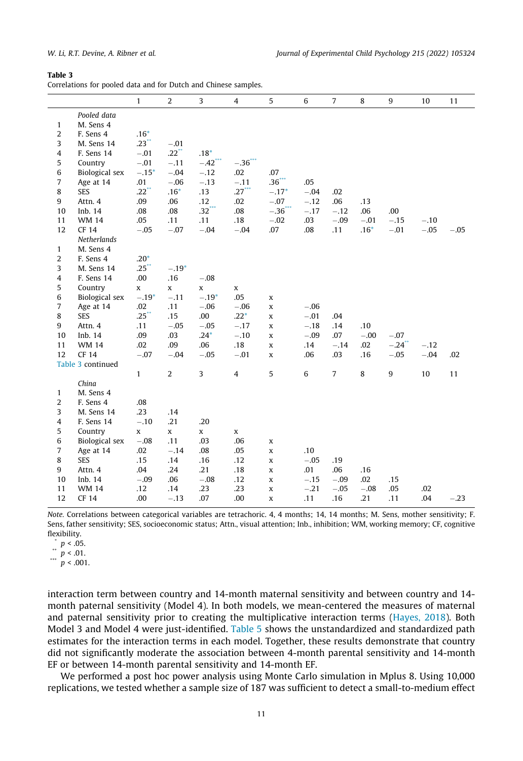**Table 3**
Correlations for pooled data and for Dutch and Chinese samples.

| | | 1 | 2 | 3 | 4 | 5 | 6 | 7 | 8 | 9 | 10 | 11 |
|---|---|---|---|---|---|---|---|---|---|---|---|---|
| | *Pooled data* | | | | | | | | | | | |
| 1 | M. Sens 4 | | | | | | | | | | | |
| 2 | F. Sens 4 | .16* | | | | | | | | | | |
| 3 | M. Sens 14 | .23** | −.01 | | | | | | | | | |
| 4 | F. Sens 14 | −.01 | .22** | .18* | | | | | | | | |
| 5 | Country | −.01 | −.11 | −.42*** | −.36*** | | | | | | | |
| 6 | Biological sex | −.15* | −.04 | −.12 | .02 | .07 | | | | | | |
| 7 | Age at 14 | .01 | −.06 | −.13 | −.11 | .36*** | .05 | | | | | |
| 8 | SES | .22** | .16* | .13 | .27*** | −.17* | −.04 | .02 | | | | |
| 9 | Attn. 4 | .09 | .06 | .12 | .02 | −.07 | −.12 | .06 | .13 | | | |
| 10 | Inb. 14 | .08 | .08 | .32*** | .08 | −.36*** | −.17 | −.12 | .06 | .00 | | |
| 11 | WM 14 | .05 | .11 | .11 | .18 | −.02 | .03 | −.09 | −.01 | −.15 | −.10 | |
| 12 | CF 14 | −.05 | −.07 | −.04 | −.04 | .07 | .08 | .11 | .16* | −.01 | −.05 | −.05 |
| | *Netherlands* | | | | | | | | | | | |
| 1 | M. Sens 4 | | | | | | | | | | | |
| 2 | F. Sens 4 | .20* | | | | | | | | | | |
| 3 | M. Sens 14 | .25** | −.19* | | | | | | | | | |
| 4 | F. Sens 14 | .00 | .16 | −.08 | | | | | | | | |
| 5 | Country | x | x | x | x | | | | | | | |
| 6 | Biological sex | −.19* | −.11 | −.19* | .05 | x | | | | | | |
| 7 | Age at 14 | .02 | .11 | −.06 | −.06 | x | −.06 | | | | | |
| 8 | SES | .25** | .15 | .00 | .22* | x | −.01 | .04 | | | | |
| 9 | Attn. 4 | .11 | −.05 | −.05 | −.17 | x | −.18 | .14 | .10 | | | |
| 10 | Inb. 14 | .09 | .03 | .24* | −.10 | x | −.09 | .07 | −.00 | −.07 | | |
| 11 | WM 14 | .02 | .09 | .06 | .18 | x | .14 | −.14 | .02 | −.24** | −.12 | |
| 12 | CF 14 | −.07 | −.04 | −.05 | −.01 | x | .06 | .03 | .16 | −.05 | −.04 | .02 |
| | *China* | | | | | | | | | | | |
| 1 | M. Sens 4 | | | | | | | | | | | |
| 2 | F. Sens 4 | .08 | | | | | | | | | | |
| 3 | M. Sens 14 | .23 | .14 | | | | | | | | | |
| 4 | F. Sens 14 | −.10 | .21 | .20 | | | | | | | | |
| 5 | Country | x | x | x | x | | | | | | | |
| 6 | Biological sex | −.08 | .11 | .03 | .06 | x | | | | | | |
| 7 | Age at 14 | .02 | −.14 | .08 | .05 | x | .10 | | | | | |
| 8 | SES | .15 | .14 | .16 | .12 | x | −.05 | .19 | | | | |
| 9 | Attn. 4 | .04 | .24 | .21 | .18 | x | .01 | .06 | .16 | | | |
| 10 | Inb. 14 | −.09 | .06 | −.08 | .12 | x | −.15 | −.09 | .02 | .15 | | |
| 11 | WM 14 | .12 | .14 | .23 | .23 | x | −.21 | −.05 | −.08 | .05 | .02 | |
| 12 | CF 14 | .00 | −.13 | .07 | .00 | x | .11 | .16 | .21 | .11 | .04 | −.23 |

*Note.* Correlations between categorical variables are tetrachoric. 4, 4 months; 14, 14 months; M. Sens, mother sensitivity; F. Sens, father sensitivity; SES, socioeconomic status; Attn., visual attention; Inb., inhibition; WM, working memory; CF, cognitive flexibility.

\* $p < .05$.

\** $p < .01$.

\*** $p < .001$.

interaction term between country and 14-month maternal sensitivity and between country and 14-month paternal sensitivity (Model 4). In both models, we mean-centered the measures of maternal and paternal sensitivity prior to creating the multiplicative interaction terms (Hayes, 2018). Both Model 3 and Model 4 were just-identified. Table 5 shows the unstandardized and standardized path estimates for the interaction terms in each model. Together, these results demonstrate that country did not significantly moderate the association between 4-month parental sensitivity and 14-month EF or between 14-month parental sensitivity and 14-month EF.

We performed a post hoc power analysis using Monte Carlo simulation in Mplus 8. Using 10,000 replications, we tested whether a sample size of 187 was sufficient to detect a small-to-medium effect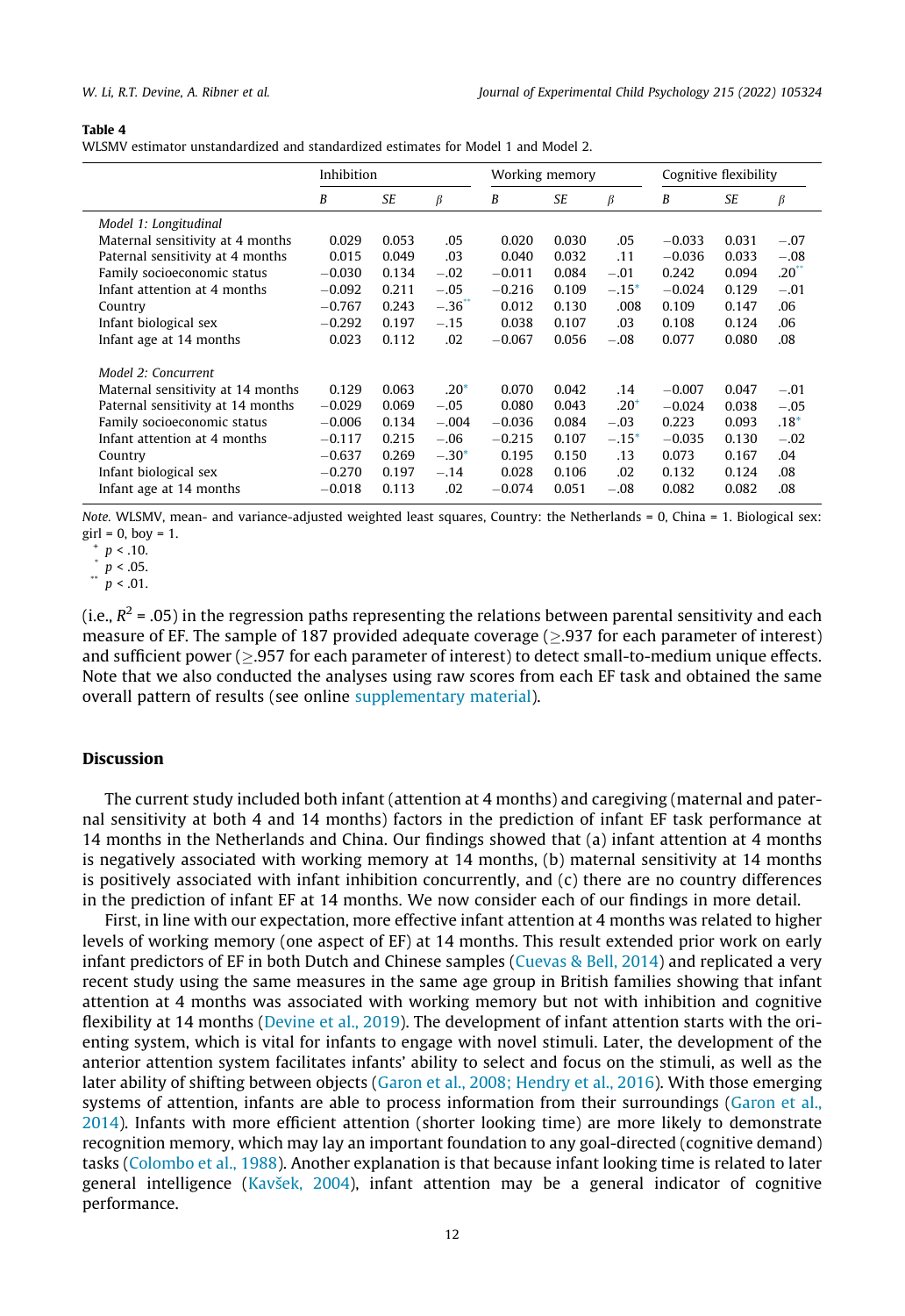**Table 4**
WLSMV estimator unstandardized and standardized estimates for Model 1 and Model 2.

| | Inhibition | | | Working memory | | | Cognitive flexibility | | |
|---|---|---|---|---|---|---|---|---|---|
| | *B* | *SE* | *β* | *B* | *SE* | *β* | *B* | *SE* | *β* |
| *Model 1: Longitudinal* | | | | | | | | | |
| Maternal sensitivity at 4 months | 0.029 | 0.053 | .05 | 0.020 | 0.030 | .05 | −0.033 | 0.031 | −.07 |
| Paternal sensitivity at 4 months | 0.015 | 0.049 | .03 | 0.040 | 0.032 | .11 | −0.036 | 0.033 | −.08 |
| Family socioeconomic status | −0.030 | 0.134 | −.02 | −0.011 | 0.084 | −.01 | 0.242 | 0.094 | .20** |
| Infant attention at 4 months | −0.092 | 0.211 | −.05 | −0.216 | 0.109 | −.15* | −0.024 | 0.129 | −.01 |
| Country | −0.767 | 0.243 | −.36** | 0.012 | 0.130 | .008 | 0.109 | 0.147 | .06 |
| Infant biological sex | −0.292 | 0.197 | −.15 | 0.038 | 0.107 | .03 | 0.108 | 0.124 | .06 |
| Infant age at 14 months | 0.023 | 0.112 | .02 | −0.067 | 0.056 | −.08 | 0.077 | 0.080 | .08 |
| *Model 2: Concurrent* | | | | | | | | | |
| Maternal sensitivity at 14 months | 0.129 | 0.063 | .20* | 0.070 | 0.042 | .14 | −0.007 | 0.047 | −.01 |
| Paternal sensitivity at 14 months | −0.029 | 0.069 | −.05 | 0.080 | 0.043 | .20+ | −0.024 | 0.038 | −.05 |
| Family socioeconomic status | −0.006 | 0.134 | −.004 | −0.036 | 0.084 | −.03 | 0.223 | 0.093 | .18* |
| Infant attention at 4 months | −0.117 | 0.215 | −.06 | −0.215 | 0.107 | −.15* | −0.035 | 0.130 | −.02 |
| Country | −0.637 | 0.269 | −.30* | 0.195 | 0.150 | .13 | 0.073 | 0.167 | .04 |
| Infant biological sex | −0.270 | 0.197 | −.14 | 0.028 | 0.106 | .02 | 0.132 | 0.124 | .08 |
| Infant age at 14 months | −0.018 | 0.113 | .02 | −0.074 | 0.051 | −.08 | 0.082 | 0.082 | .08 |

*Note.* WLSMV, mean- and variance-adjusted weighted least squares, Country: the Netherlands = 0, China = 1. Biological sex: girl = 0, boy = 1.
+ $p < .10$.
* $p < .05$.
** $p < .01$.

(i.e., $R^2 = .05$) in the regression paths representing the relations between parental sensitivity and each measure of EF. The sample of 187 provided adequate coverage (≥.937 for each parameter of interest) and sufficient power (≥.957 for each parameter of interest) to detect small-to-medium unique effects. Note that we also conducted the analyses using raw scores from each EF task and obtained the same overall pattern of results (see online supplementary material).

## Discussion

The current study included both infant (attention at 4 months) and caregiving (maternal and paternal sensitivity at both 4 and 14 months) factors in the prediction of infant EF task performance at 14 months in the Netherlands and China. Our findings showed that (a) infant attention at 4 months is negatively associated with working memory at 14 months, (b) maternal sensitivity at 14 months is positively associated with infant inhibition concurrently, and (c) there are no country differences in the prediction of infant EF at 14 months. We now consider each of our findings in more detail.

First, in line with our expectation, more effective infant attention at 4 months was related to higher levels of working memory (one aspect of EF) at 14 months. This result extended prior work on early infant predictors of EF in both Dutch and Chinese samples (Cuevas & Bell, 2014) and replicated a very recent study using the same measures in the same age group in British families showing that infant attention at 4 months was associated with working memory but not with inhibition and cognitive flexibility at 14 months (Devine et al., 2019). The development of infant attention starts with the orienting system, which is vital for infants to engage with novel stimuli. Later, the development of the anterior attention system facilitates infants' ability to select and focus on the stimuli, as well as the later ability of shifting between objects (Garon et al., 2008; Hendry et al., 2016). With those emerging systems of attention, infants are able to process information from their surroundings (Garon et al., 2014). Infants with more efficient attention (shorter looking time) are more likely to demonstrate recognition memory, which may lay an important foundation to any goal-directed (cognitive demand) tasks (Colombo et al., 1988). Another explanation is that because infant looking time is related to later general intelligence (Kavšek, 2004), infant attention may be a general indicator of cognitive performance.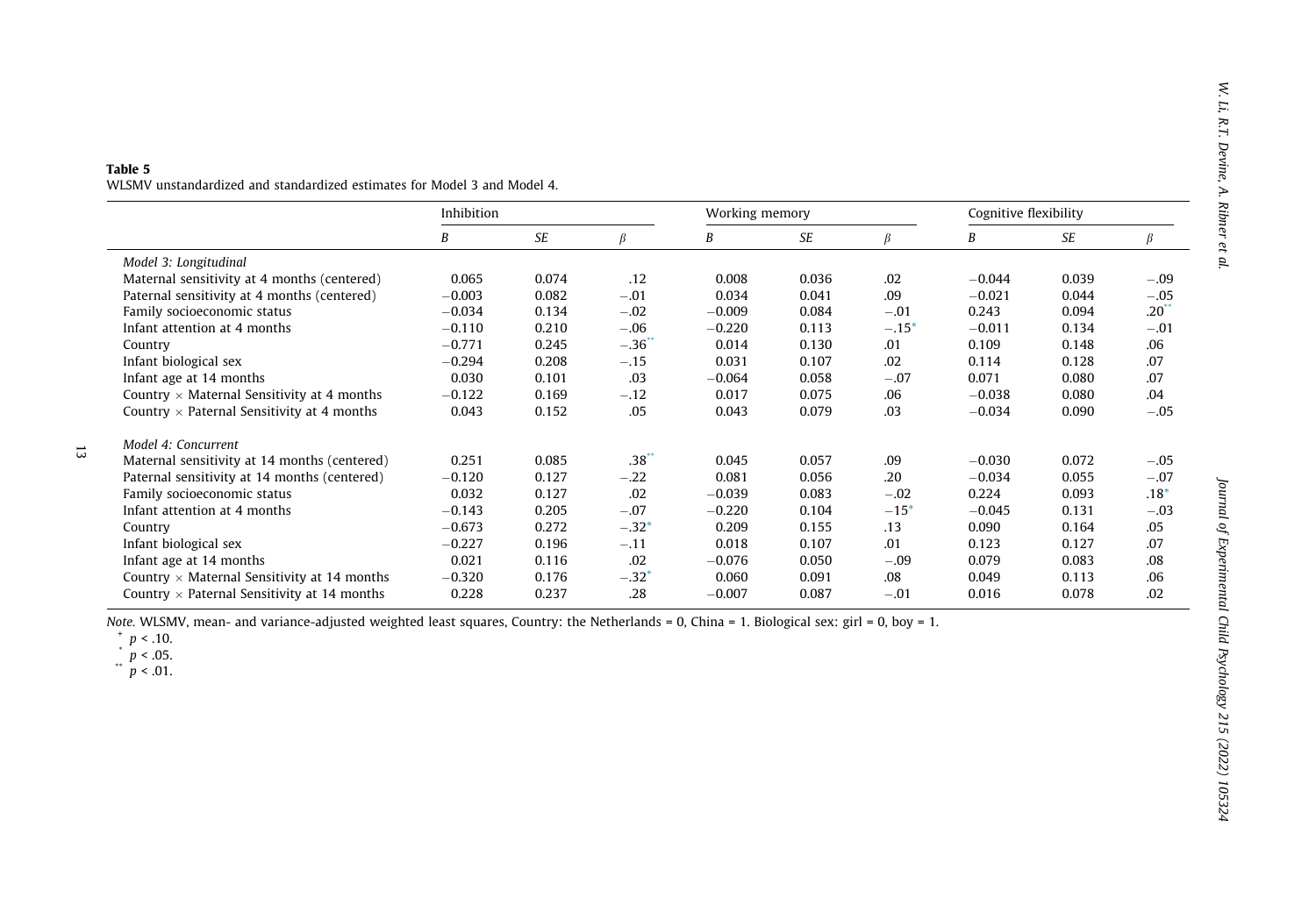**Table 5**
WLSMV unstandardized and standardized estimates for Model 3 and Model 4.

| | Inhibition | | | Working memory | | | Cognitive flexibility | | |
|---|---|---|---|---|---|---|---|---|---|
| | *B* | *SE* | *β* | *B* | *SE* | *β* | *B* | *SE* | *β* |
| *Model 3: Longitudinal* | | | | | | | | | |
| Maternal sensitivity at 4 months (centered) | 0.065 | 0.074 | .12 | 0.008 | 0.036 | .02 | −0.044 | 0.039 | −.09 |
| Paternal sensitivity at 4 months (centered) | −0.003 | 0.082 | −.01 | 0.034 | 0.041 | .09 | −0.021 | 0.044 | −.05 |
| Family socioeconomic status | −0.034 | 0.134 | −.02 | −0.009 | 0.084 | −.01 | 0.243 | 0.094 | .20** |
| Infant attention at 4 months | −0.110 | 0.210 | −.06 | −0.220 | 0.113 | −.15* | −0.011 | 0.134 | −.01 |
| Country | −0.771 | 0.245 | −.36** | 0.014 | 0.130 | .01 | 0.109 | 0.148 | .06 |
| Infant biological sex | −0.294 | 0.208 | −.15 | 0.031 | 0.107 | .02 | 0.114 | 0.128 | .07 |
| Infant age at 14 months | 0.030 | 0.101 | .03 | −0.064 | 0.058 | −.07 | 0.071 | 0.080 | .07 |
| Country × Maternal Sensitivity at 4 months | −0.122 | 0.169 | −.12 | 0.017 | 0.075 | .06 | −0.038 | 0.080 | .04 |
| Country × Paternal Sensitivity at 4 months | 0.043 | 0.152 | .05 | 0.043 | 0.079 | .03 | −0.034 | 0.090 | −.05 |
| *Model 4: Concurrent* | | | | | | | | | |
| Maternal sensitivity at 14 months (centered) | 0.251 | 0.085 | .38** | 0.045 | 0.057 | .09 | −0.030 | 0.072 | −.05 |
| Paternal sensitivity at 14 months (centered) | −0.120 | 0.127 | −.22 | 0.081 | 0.056 | .20 | −0.034 | 0.055 | −.07 |
| Family socioeconomic status | 0.032 | 0.127 | .02 | −0.039 | 0.083 | −.02 | 0.224 | 0.093 | .18* |
| Infant attention at 4 months | −0.143 | 0.205 | −.07 | −0.220 | 0.104 | −15* | −0.045 | 0.131 | −.03 |
| Country | −0.673 | 0.272 | −.32* | 0.209 | 0.155 | .13 | 0.090 | 0.164 | .05 |
| Infant biological sex | −0.227 | 0.196 | −.11 | 0.018 | 0.107 | .01 | 0.123 | 0.127 | .07 |
| Infant age at 14 months | 0.021 | 0.116 | .02 | −0.076 | 0.050 | −.09 | 0.079 | 0.083 | .08 |
| Country × Maternal Sensitivity at 14 months | −0.320 | 0.176 | −.32+ | 0.060 | 0.091 | .08 | 0.049 | 0.113 | .06 |
| Country × Paternal Sensitivity at 14 months | 0.228 | 0.237 | .28 | −0.007 | 0.087 | −.01 | 0.016 | 0.078 | .02 |

*Note.* WLSMV, mean- and variance-adjusted weighted least squares, Country: the Netherlands = 0, China = 1. Biological sex: girl = 0, boy = 1.

\+ $p < .10$.

\* $p < .05$.

\** $p < .01$.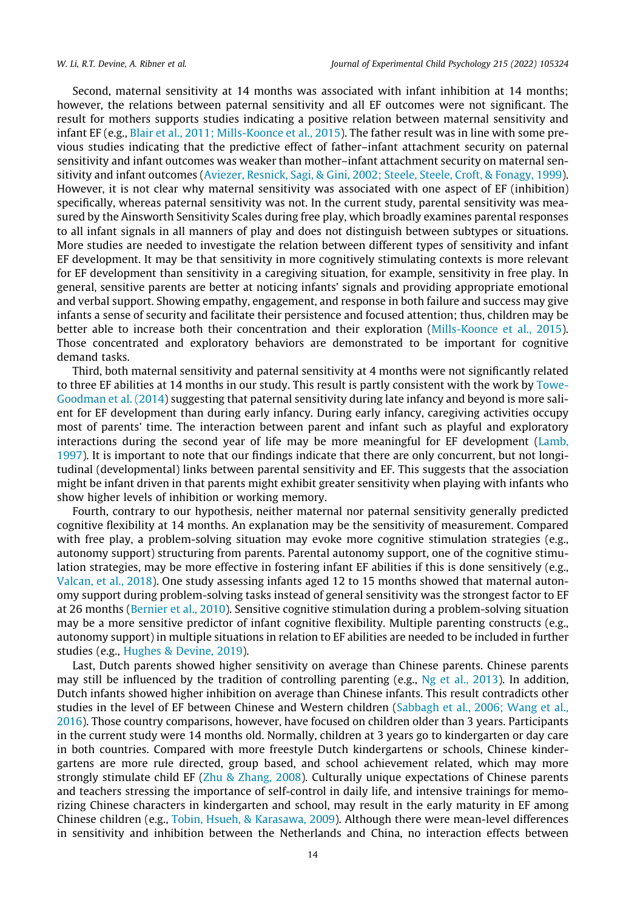Second, maternal sensitivity at 14 months was associated with infant inhibition at 14 months; however, the relations between paternal sensitivity and all EF outcomes were not significant. The result for mothers supports studies indicating a positive relation between maternal sensitivity and infant EF (e.g., Blair et al., 2011; Mills-Koonce et al., 2015). The father result was in line with some previous studies indicating that the predictive effect of father–infant attachment security on paternal sensitivity and infant outcomes was weaker than mother–infant attachment security on maternal sensitivity and infant outcomes (Aviezer, Resnick, Sagi, & Gini, 2002; Steele, Steele, Croft, & Fonagy, 1999). However, it is not clear why maternal sensitivity was associated with one aspect of EF (inhibition) specifically, whereas paternal sensitivity was not. In the current study, parental sensitivity was measured by the Ainsworth Sensitivity Scales during free play, which broadly examines parental responses to all infant signals in all manners of play and does not distinguish between subtypes or situations. More studies are needed to investigate the relation between different types of sensitivity and infant EF development. It may be that sensitivity in more cognitively stimulating contexts is more relevant for EF development than sensitivity in a caregiving situation, for example, sensitivity in free play. In general, sensitive parents are better at noticing infants' signals and providing appropriate emotional and verbal support. Showing empathy, engagement, and response in both failure and success may give infants a sense of security and facilitate their persistence and focused attention; thus, children may be better able to increase both their concentration and their exploration (Mills-Koonce et al., 2015). Those concentrated and exploratory behaviors are demonstrated to be important for cognitive demand tasks.

Third, both maternal sensitivity and paternal sensitivity at 4 months were not significantly related to three EF abilities at 14 months in our study. This result is partly consistent with the work by Towe-Goodman et al. (2014) suggesting that paternal sensitivity during late infancy and beyond is more salient for EF development than during early infancy. During early infancy, caregiving activities occupy most of parents' time. The interaction between parent and infant such as playful and exploratory interactions during the second year of life may be more meaningful for EF development (Lamb, 1997). It is important to note that our findings indicate that there are only concurrent, but not longitudinal (developmental) links between parental sensitivity and EF. This suggests that the association might be infant driven in that parents might exhibit greater sensitivity when playing with infants who show higher levels of inhibition or working memory.

Fourth, contrary to our hypothesis, neither maternal nor paternal sensitivity generally predicted cognitive flexibility at 14 months. An explanation may be the sensitivity of measurement. Compared with free play, a problem-solving situation may evoke more cognitive stimulation strategies (e.g., autonomy support) structuring from parents. Parental autonomy support, one of the cognitive stimulation strategies, may be more effective in fostering infant EF abilities if this is done sensitively (e.g., Valcan, et al., 2018). One study assessing infants aged 12 to 15 months showed that maternal autonomy support during problem-solving tasks instead of general sensitivity was the strongest factor to EF at 26 months (Bernier et al., 2010). Sensitive cognitive stimulation during a problem-solving situation may be a more sensitive predictor of infant cognitive flexibility. Multiple parenting constructs (e.g., autonomy support) in multiple situations in relation to EF abilities are needed to be included in further studies (e.g., Hughes & Devine, 2019).

Last, Dutch parents showed higher sensitivity on average than Chinese parents. Chinese parents may still be influenced by the tradition of controlling parenting (e.g., Ng et al., 2013). In addition, Dutch infants showed higher inhibition on average than Chinese infants. This result contradicts other studies in the level of EF between Chinese and Western children (Sabbagh et al., 2006; Wang et al., 2016). Those country comparisons, however, have focused on children older than 3 years. Participants in the current study were 14 months old. Normally, children at 3 years go to kindergarten or day care in both countries. Compared with more freestyle Dutch kindergartens or schools, Chinese kindergartens are more rule directed, group based, and school achievement related, which may more strongly stimulate child EF (Zhu & Zhang, 2008). Culturally unique expectations of Chinese parents and teachers stressing the importance of self-control in daily life, and intensive trainings for memorizing Chinese characters in kindergarten and school, may result in the early maturity in EF among Chinese children (e.g., Tobin, Hsueh, & Karasawa, 2009). Although there were mean-level differences in sensitivity and inhibition between the Netherlands and China, no interaction effects between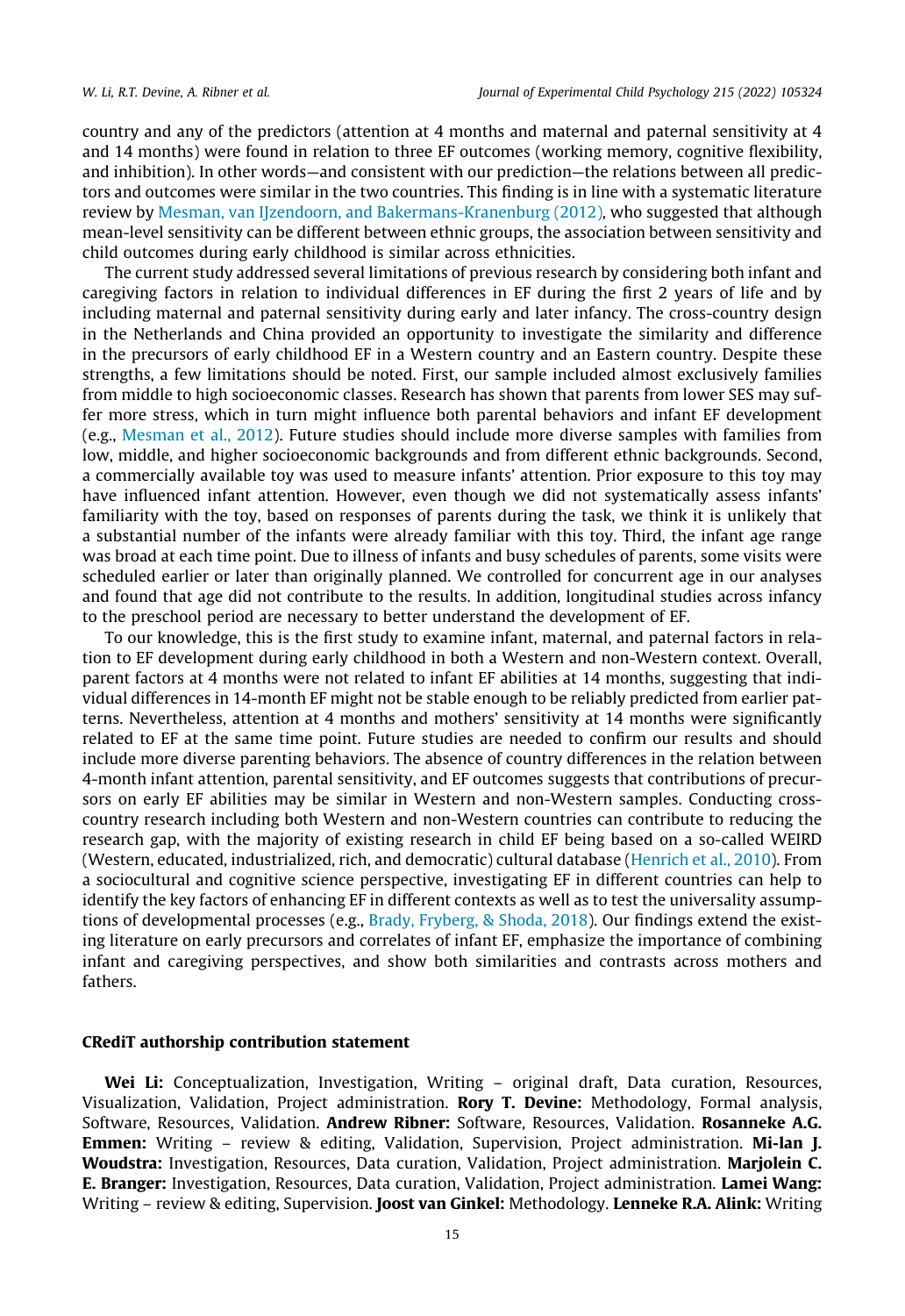country and any of the predictors (attention at 4 months and maternal and paternal sensitivity at 4 and 14 months) were found in relation to three EF outcomes (working memory, cognitive flexibility, and inhibition). In other words—and consistent with our prediction—the relations between all predictors and outcomes were similar in the two countries. This finding is in line with a systematic literature review by Mesman, van IJzendoorn, and Bakermans-Kranenburg (2012), who suggested that although mean-level sensitivity can be different between ethnic groups, the association between sensitivity and child outcomes during early childhood is similar across ethnicities.

The current study addressed several limitations of previous research by considering both infant and caregiving factors in relation to individual differences in EF during the first 2 years of life and by including maternal and paternal sensitivity during early and later infancy. The cross-country design in the Netherlands and China provided an opportunity to investigate the similarity and difference in the precursors of early childhood EF in a Western country and an Eastern country. Despite these strengths, a few limitations should be noted. First, our sample included almost exclusively families from middle to high socioeconomic classes. Research has shown that parents from lower SES may suffer more stress, which in turn might influence both parental behaviors and infant EF development (e.g., Mesman et al., 2012). Future studies should include more diverse samples with families from low, middle, and higher socioeconomic backgrounds and from different ethnic backgrounds. Second, a commercially available toy was used to measure infants' attention. Prior exposure to this toy may have influenced infant attention. However, even though we did not systematically assess infants' familiarity with the toy, based on responses of parents during the task, we think it is unlikely that a substantial number of the infants were already familiar with this toy. Third, the infant age range was broad at each time point. Due to illness of infants and busy schedules of parents, some visits were scheduled earlier or later than originally planned. We controlled for concurrent age in our analyses and found that age did not contribute to the results. In addition, longitudinal studies across infancy to the preschool period are necessary to better understand the development of EF.

To our knowledge, this is the first study to examine infant, maternal, and paternal factors in relation to EF development during early childhood in both a Western and non-Western context. Overall, parent factors at 4 months were not related to infant EF abilities at 14 months, suggesting that individual differences in 14-month EF might not be stable enough to be reliably predicted from earlier patterns. Nevertheless, attention at 4 months and mothers' sensitivity at 14 months were significantly related to EF at the same time point. Future studies are needed to confirm our results and should include more diverse parenting behaviors. The absence of country differences in the relation between 4-month infant attention, parental sensitivity, and EF outcomes suggests that contributions of precursors on early EF abilities may be similar in Western and non-Western samples. Conducting cross-country research including both Western and non-Western countries can contribute to reducing the research gap, with the majority of existing research in child EF being based on a so-called WEIRD (Western, educated, industrialized, rich, and democratic) cultural database (Henrich et al., 2010). From a sociocultural and cognitive science perspective, investigating EF in different countries can help to identify the key factors of enhancing EF in different contexts as well as to test the universality assumptions of developmental processes (e.g., Brady, Fryberg, & Shoda, 2018). Our findings extend the existing literature on early precursors and correlates of infant EF, emphasize the importance of combining infant and caregiving perspectives, and show both similarities and contrasts across mothers and fathers.

## CRediT authorship contribution statement

**Wei Li:** Conceptualization, Investigation, Writing – original draft, Data curation, Resources, Visualization, Validation, Project administration. **Rory T. Devine:** Methodology, Formal analysis, Software, Resources, Validation. **Andrew Ribner:** Software, Resources, Validation. **Rosanneke A.G. Emmen:** Writing – review & editing, Validation, Supervision, Project administration. **Mi-lan J. Woudstra:** Investigation, Resources, Data curation, Validation, Project administration. **Marjolein C. E. Branger:** Investigation, Resources, Data curation, Validation, Project administration. **Lamei Wang:** Writing – review & editing, Supervision. **Joost van Ginkel:** Methodology. **Lenneke R.A. Alink:** Writing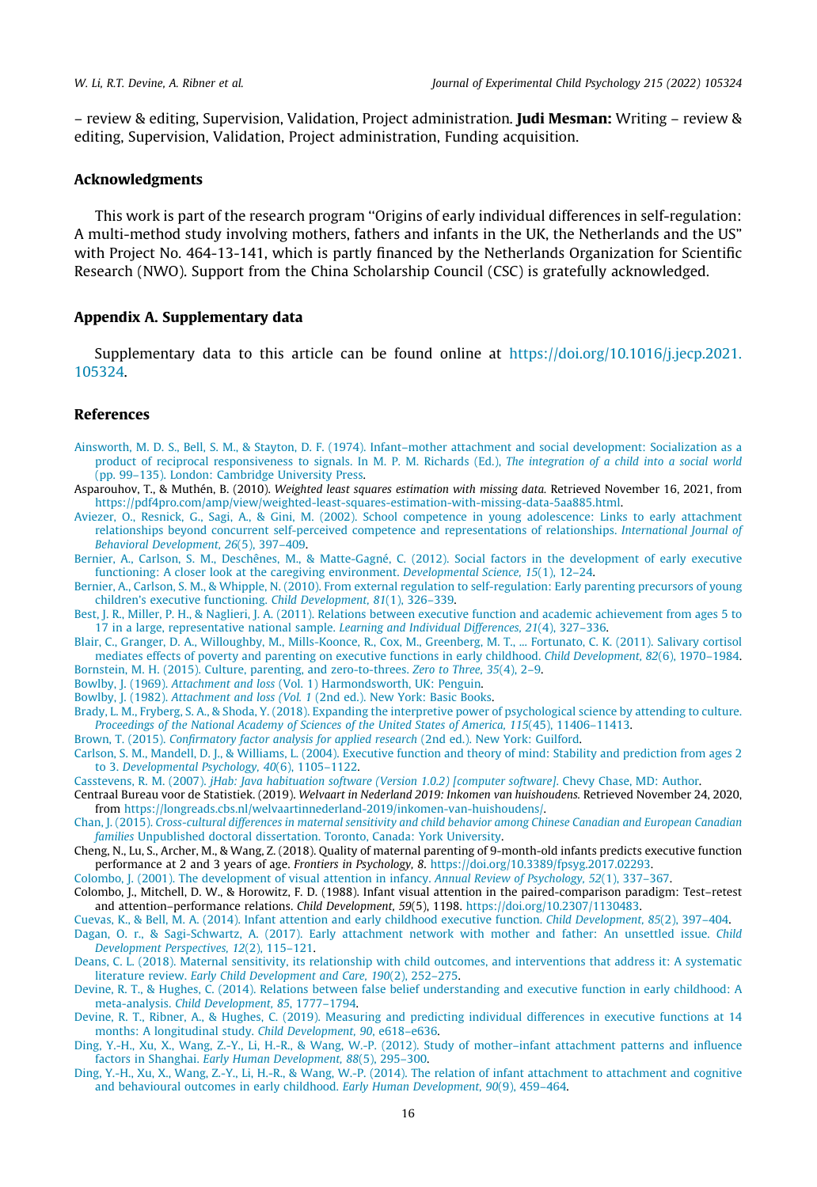– review & editing, Supervision, Validation, Project administration. **Judi Mesman:** Writing – review & editing, Supervision, Validation, Project administration, Funding acquisition.

## Acknowledgments

This work is part of the research program ''Origins of early individual differences in self-regulation: A multi-method study involving mothers, fathers and infants in the UK, the Netherlands and the US'' with Project No. 464-13-141, which is partly financed by the Netherlands Organization for Scientific Research (NWO). Support from the China Scholarship Council (CSC) is gratefully acknowledged.

## Appendix A. Supplementary data

Supplementary data to this article can be found online at https://doi.org/10.1016/j.jecp.2021.105324.

## References

Ainsworth, M. D. S., Bell, S. M., & Stayton, D. F. (1974). Infant–mother attachment and social development: Socialization as a product of reciprocal responsiveness to signals. In M. P. M. Richards (Ed.), *The integration of a child into a social world* (pp. 99–135). London: Cambridge University Press.

Asparouhov, T., & Muthén, B. (2010). *Weighted least squares estimation with missing data.* Retrieved November 16, 2021, from https://pdf4pro.com/amp/view/weighted-least-squares-estimation-with-missing-data-5aa885.html.

Aviezer, O., Resnick, G., Sagi, A., & Gini, M. (2002). School competence in young adolescence: Links to early attachment relationships beyond concurrent self-perceived competence and representations of relationships. *International Journal of Behavioral Development, 26*(5), 397–409.

Bernier, A., Carlson, S. M., Deschênes, M., & Matte-Gagné, C. (2012). Social factors in the development of early executive functioning: A closer look at the caregiving environment. *Developmental Science, 15*(1), 12–24.

Bernier, A., Carlson, S. M., & Whipple, N. (2010). From external regulation to self-regulation: Early parenting precursors of young children's executive functioning. *Child Development, 81*(1), 326–339.

Best, J. R., Miller, P. H., & Naglieri, J. A. (2011). Relations between executive function and academic achievement from ages 5 to 17 in a large, representative national sample. *Learning and Individual Differences, 21*(4), 327–336.

Blair, C., Granger, D. A., Willoughby, M., Mills-Koonce, R., Cox, M., Greenberg, M. T., ... Fortunato, C. K. (2011). Salivary cortisol mediates effects of poverty and parenting on executive functions in early childhood. *Child Development, 82*(6), 1970–1984.

Bornstein, M. H. (2015). Culture, parenting, and zero-to-threes. *Zero to Three, 35*(4), 2–9.

Bowlby, J. (1969). *Attachment and loss* (Vol. 1) Harmondsworth, UK: Penguin.

Bowlby, J. (1982). *Attachment and loss (Vol. 1* (2nd ed.). New York: Basic Books.

Brady, L. M., Fryberg, S. A., & Shoda, Y. (2018). Expanding the interpretive power of psychological science by attending to culture. *Proceedings of the National Academy of Sciences of the United States of America, 115*(45), 11406–11413.

Brown, T. (2015). *Confirmatory factor analysis for applied research* (2nd ed.). New York: Guilford.

Carlson, S. M., Mandell, D. J., & Williams, L. (2004). Executive function and theory of mind: Stability and prediction from ages 2 to 3. *Developmental Psychology, 40*(6), 1105–1122.

Casstevens, R. M. (2007). *jHab: Java habituation software (Version 1.0.2) [computer software]*. Chevy Chase, MD: Author.

Centraal Bureau voor de Statistiek. (2019). *Welvaart in Nederland 2019: Inkomen van huishoudens.* Retrieved November 24, 2020, from https://longreads.cbs.nl/welvaartinnederland-2019/inkomen-van-huishoudens/.

Chan, J. (2015). *Cross-cultural differences in maternal sensitivity and child behavior among Chinese Canadian and European Canadian families* Unpublished doctoral dissertation. Toronto, Canada: York University.

Cheng, N., Lu, S., Archer, M., & Wang, Z. (2018). Quality of maternal parenting of 9-month-old infants predicts executive function performance at 2 and 3 years of age. *Frontiers in Psychology, 8*. https://doi.org/10.3389/fpsyg.2017.02293.

Colombo, J. (2001). The development of visual attention in infancy. *Annual Review of Psychology, 52*(1), 337–367.

Colombo, J., Mitchell, D. W., & Horowitz, F. D. (1988). Infant visual attention in the paired-comparison paradigm: Test–retest and attention–performance relations. *Child Development, 59*(5), 1198. https://doi.org/10.2307/1130483.

Cuevas, K., & Bell, M. A. (2014). Infant attention and early childhood executive function. *Child Development, 85*(2), 397–404.

Dagan, O. r., & Sagi-Schwartz, A. (2017). Early attachment network with mother and father: An unsettled issue. *Child Development Perspectives, 12*(2), 115–121.

Deans, C. L. (2018). Maternal sensitivity, its relationship with child outcomes, and interventions that address it: A systematic literature review. *Early Child Development and Care, 190*(2), 252–275.

Devine, R. T., & Hughes, C. (2014). Relations between false belief understanding and executive function in early childhood: A meta-analysis. *Child Development, 85*, 1777–1794.

Devine, R. T., Ribner, A., & Hughes, C. (2019). Measuring and predicting individual differences in executive functions at 14 months: A longitudinal study. *Child Development, 90*, e618–e636.

Ding, Y.-H., Xu, X., Wang, Z.-Y., Li, H.-R., & Wang, W.-P. (2012). Study of mother–infant attachment patterns and influence factors in Shanghai. *Early Human Development, 88*(5), 295–300.

Ding, Y.-H., Xu, X., Wang, Z.-Y., Li, H.-R., & Wang, W.-P. (2014). The relation of infant attachment to attachment and cognitive and behavioural outcomes in early childhood. *Early Human Development, 90*(9), 459–464.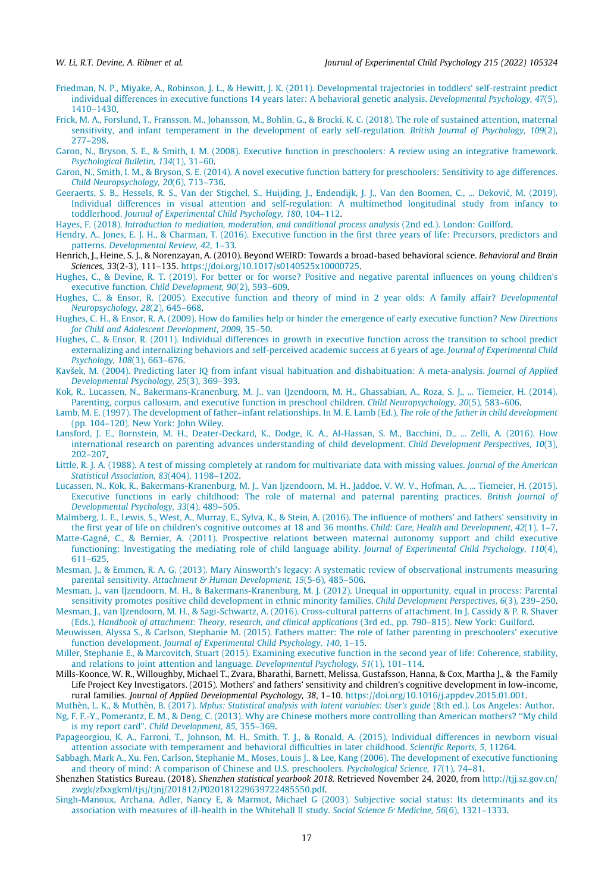Friedman, N. P., Miyake, A., Robinson, J. L., & Hewitt, J. K. (2011). Developmental trajectories in toddlers' self-restraint predict individual differences in executive functions 14 years later: A behavioral genetic analysis. *Developmental Psychology, 47*(5), 1410–1430.

Frick, M. A., Forslund, T., Fransson, M., Johansson, M., Bohlin, G., & Brocki, K. C. (2018). The role of sustained attention, maternal sensitivity, and infant temperament in the development of early self-regulation. *British Journal of Psychology, 109*(2), 277–298.

Garon, N., Bryson, S. E., & Smith, I. M. (2008). Executive function in preschoolers: A review using an integrative framework. *Psychological Bulletin, 134*(1), 31–60.

Garon, N., Smith, I. M., & Bryson, S. E. (2014). A novel executive function battery for preschoolers: Sensitivity to age differences. *Child Neuropsychology, 20*(6), 713–736.

Geeraerts, S. B., Hessels, R. S., Van der Stigchel, S., Huijding, J., Endendijk, J. J., Van den Boomen, C., ... Deković, M. (2019). Individual differences in visual attention and self-regulation: A multimethod longitudinal study from infancy to toddlerhood. *Journal of Experimental Child Psychology, 180*, 104–112.

Hayes, F. (2018). *Introduction to mediation, moderation, and conditional process analysis* (2nd ed.). London: Guilford.

Hendry, A., Jones, E. J. H., & Charman, T. (2016). Executive function in the first three years of life: Precursors, predictors and patterns. *Developmental Review, 42*, 1–33.

Henrich, J., Heine, S. J., & Norenzayan, A. (2010). Beyond WEIRD: Towards a broad-based behavioral science. *Behavioral and Brain Sciences, 33*(2-3), 111–135. https://doi.org/10.1017/s0140525x10000725.

Hughes, C., & Devine, R. T. (2019). For better or for worse? Positive and negative parental influences on young children's executive function. *Child Development, 90*(2), 593–609.

Hughes, C., & Ensor, R. (2005). Executive function and theory of mind in 2 year olds: A family affair? *Developmental Neuropsychology, 28*(2), 645–668.

Hughes, C. H., & Ensor, R. A. (2009). How do families help or hinder the emergence of early executive function? *New Directions for Child and Adolescent Development, 2009*, 35–50.

Hughes, C., & Ensor, R. (2011). Individual differences in growth in executive function across the transition to school predict externalizing and internalizing behaviors and self-perceived academic success at 6 years of age. *Journal of Experimental Child Psychology, 108*(3), 663–676.

Kavšek, M. (2004). Predicting later IQ from infant visual habituation and dishabituation: A meta-analysis. *Journal of Applied Developmental Psychology, 25*(3), 369–393.

Kok, R., Lucassen, N., Bakermans-Kranenburg, M. J., van IJzendoorn, M. H., Ghassabian, A., Roza, S. J., ... Tiemeier, H. (2014). Parenting, corpus callosum, and executive function in preschool children. *Child Neuropsychology, 20*(5), 583–606.

Lamb, M. E. (1997). The development of father–infant relationships. In M. E. Lamb (Ed.), *The role of the father in child development* (pp. 104–120). New York: John Wiley.

Lansford, J. E., Bornstein, M. H., Deater-Deckard, K., Dodge, K. A., Al-Hassan, S. M., Bacchini, D., ... Zelli, A. (2016). How international research on parenting advances understanding of child development. *Child Development Perspectives, 10*(3), 202–207.

Little, R. J. A. (1988). A test of missing completely at random for multivariate data with missing values. *Journal of the American Statistical Association, 83*(404), 1198–1202.

Lucassen, N., Kok, R., Bakermans-Kranenburg, M. J., Van Ijzendoorn, M. H., Jaddoe, V. W. V., Hofman, A., ... Tiemeier, H. (2015). Executive functions in early childhood: The role of maternal and paternal parenting practices. *British Journal of Developmental Psychology, 33*(4), 489–505.

Malmberg, L. E., Lewis, S., West, A., Murray, E., Sylva, K., & Stein, A. (2016). The influence of mothers' and fathers' sensitivity in the first year of life on children's cognitive outcomes at 18 and 36 months. *Child: Care, Health and Development, 42*(1), 1–7.

Matte-Gagné, C., & Bernier, A. (2011). Prospective relations between maternal autonomy support and child executive functioning: Investigating the mediating role of child language ability. *Journal of Experimental Child Psychology, 110*(4), 611–625.

Mesman, J., & Emmen, R. A. G. (2013). Mary Ainsworth's legacy: A systematic review of observational instruments measuring parental sensitivity. *Attachment & Human Development, 15*(5-6), 485–506.

Mesman, J., van IJzendoorn, M. H., & Bakermans-Kranenburg, M. J. (2012). Unequal in opportunity, equal in process: Parental sensitivity promotes positive child development in ethnic minority families. *Child Development Perspectives, 6*(3), 239–250.

Mesman, J., van IJzendoorn, M. H., & Sagi-Schwartz, A. (2016). Cross-cultural patterns of attachment. In J. Cassidy & P. R. Shaver (Eds.), *Handbook of attachment: Theory, research, and clinical applications* (3rd ed., pp. 790–815). New York: Guilford.

Meuwissen, Alyssa S., & Carlson, Stephanie M. (2015). Fathers matter: The role of father parenting in preschoolers' executive function development. *Journal of Experimental Child Psychology, 140*, 1–15.

Miller, Stephanie E., & Marcovitch, Stuart (2015). Examining executive function in the second year of life: Coherence, stability, and relations to joint attention and language. *Developmental Psychology, 51*(1), 101–114.

Mills-Koonce, W. R., Willoughby, Michael T., Zvara, Bharathi, Barnett, Melissa, Gustafsson, Hanna, & Cox, Martha J., & the Family Life Project Key Investigators. (2015). Mothers' and fathers' sensitivity and children's cognitive development in low-income, rural families. *Journal of Applied Developmental Psychology, 38*, 1–10. https://doi.org/10.1016/j.appdev.2015.01.001.

Muthèn, L. K., & Muthèn, B. (2017). *Mplus: Statistical analysis with latent variables: User's guide* (8th ed.). Los Angeles: Author.

Ng, F. F.-Y., Pomerantz, E. M., & Deng, C. (2013). Why are Chinese mothers more controlling than American mothers? "My child is my report card". *Child Development, 85*, 355–369.

Papageorgiou, K. A., Farroni, T., Johnson, M. H., Smith, T. J., & Ronald, A. (2015). Individual differences in newborn visual attention associate with temperament and behavioral difficulties in later childhood. *Scientific Reports, 5*, 11264.

Sabbagh, Mark A., Xu, Fen, Carlson, Stephanie M., Moses, Louis J., & Lee, Kang (2006). The development of executive functioning and theory of mind: A comparison of Chinese and U.S. preschoolers. *Psychological Science, 17*(1), 74–81.

Shenzhen Statistics Bureau. (2018). *Shenzhen statistical yearbook 2018*. Retrieved November 24, 2020, from http://tjj.sz.gov.cn/zwgk/zfxxgkml/tjsj/tjnj/201812/P020181229639722485550.pdf.

Singh-Manoux, Archana, Adler, Nancy E, & Marmot, Michael G (2003). Subjective social status: Its determinants and its association with measures of ill-health in the Whitehall II study. *Social Science & Medicine, 56*(6), 1321–1333.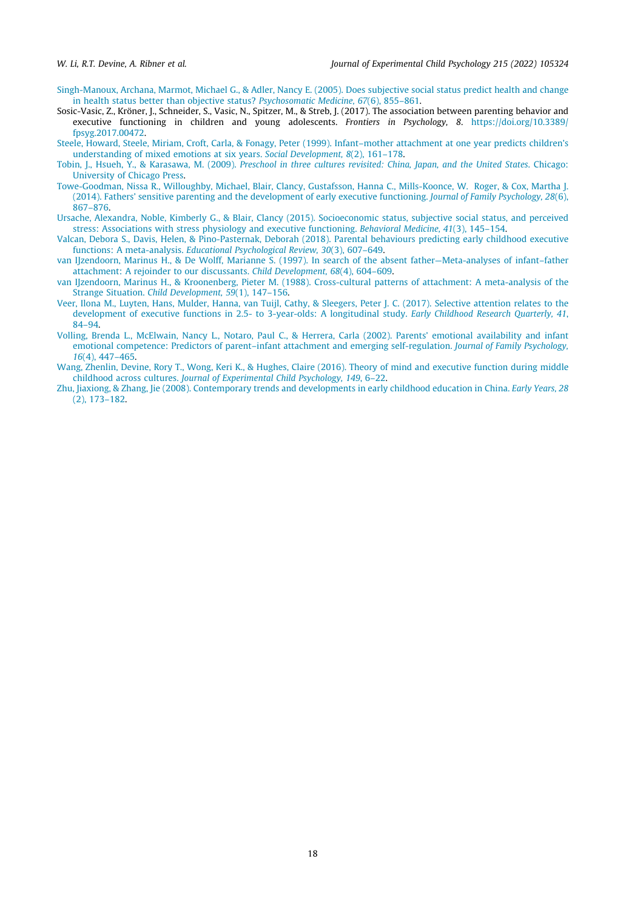Singh-Manoux, Archana, Marmot, Michael G., & Adler, Nancy E. (2005). Does subjective social status predict health and change in health status better than objective status? *Psychosomatic Medicine, 67*(6), 855–861.

Sosic-Vasic, Z., Kröner, J., Schneider, S., Vasic, N., Spitzer, M., & Streb, J. (2017). The association between parenting behavior and executive functioning in children and young adolescents. *Frontiers in Psychology, 8*. https://doi.org/10.3389/fpsyg.2017.00472.

Steele, Howard, Steele, Miriam, Croft, Carla, & Fonagy, Peter (1999). Infant–mother attachment at one year predicts children's understanding of mixed emotions at six years. *Social Development, 8*(2), 161–178.

Tobin, J., Hsueh, Y., & Karasawa, M. (2009). *Preschool in three cultures revisited: China, Japan, and the United States*. Chicago: University of Chicago Press.

Towe-Goodman, Nissa R., Willoughby, Michael, Blair, Clancy, Gustafsson, Hanna C., Mills-Koonce, W. Roger, & Cox, Martha J. (2014). Fathers' sensitive parenting and the development of early executive functioning. *Journal of Family Psychology, 28*(6), 867–876.

Ursache, Alexandra, Noble, Kimberly G., & Blair, Clancy (2015). Socioeconomic status, subjective social status, and perceived stress: Associations with stress physiology and executive functioning. *Behavioral Medicine, 41*(3), 145–154.

Valcan, Debora S., Davis, Helen, & Pino-Pasternak, Deborah (2018). Parental behaviours predicting early childhood executive functions: A meta-analysis. *Educational Psychological Review, 30*(3), 607–649.

van IJzendoorn, Marinus H., & De Wolff, Marianne S. (1997). In search of the absent father—Meta-analyses of infant–father attachment: A rejoinder to our discussants. *Child Development, 68*(4), 604–609.

van IJzendoorn, Marinus H., & Kroonenberg, Pieter M. (1988). Cross-cultural patterns of attachment: A meta-analysis of the Strange Situation. *Child Development, 59*(1), 147–156.

Veer, Ilona M., Luyten, Hans, Mulder, Hanna, van Tuijl, Cathy, & Sleegers, Peter J. C. (2017). Selective attention relates to the development of executive functions in 2.5- to 3-year-olds: A longitudinal study. *Early Childhood Research Quarterly, 41*, 84–94.

Volling, Brenda L., McElwain, Nancy L., Notaro, Paul C., & Herrera, Carla (2002). Parents' emotional availability and infant emotional competence: Predictors of parent–infant attachment and emerging self-regulation. *Journal of Family Psychology, 16*(4), 447–465.

Wang, Zhenlin, Devine, Rory T., Wong, Keri K., & Hughes, Claire (2016). Theory of mind and executive function during middle childhood across cultures. *Journal of Experimental Child Psychology, 149*, 6–22.

Zhu, Jiaxiong, & Zhang, Jie (2008). Contemporary trends and developments in early childhood education in China. *Early Years, 28*(2), 173–182.